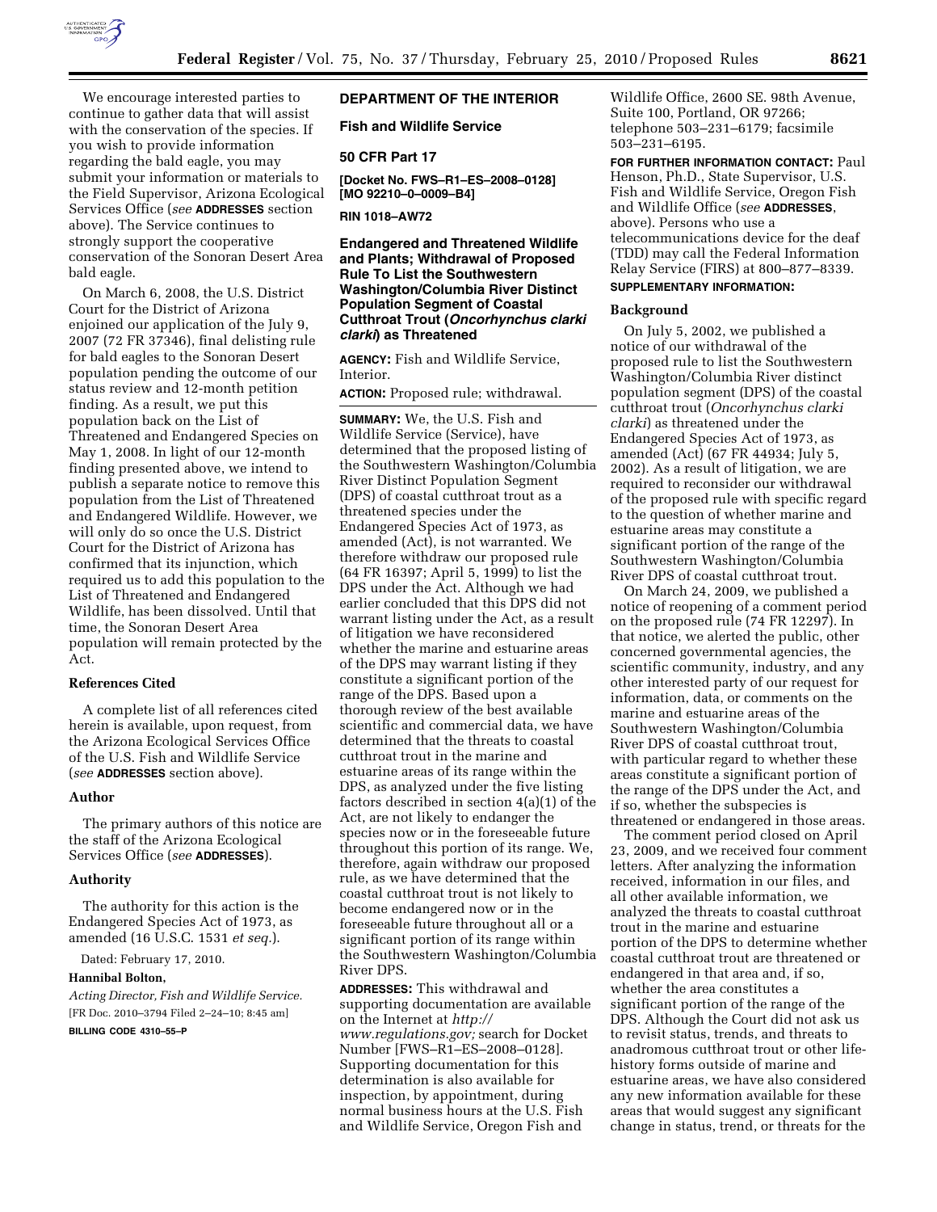We encourage interested parties to continue to gather data that will assist with the conservation of the species. If you wish to provide information regarding the bald eagle, you may submit your information or materials to the Field Supervisor, Arizona Ecological Services Office (*see* **ADDRESSES** section above). The Service continues to strongly support the cooperative conservation of the Sonoran Desert Area bald eagle.

On March 6, 2008, the U.S. District Court for the District of Arizona enjoined our application of the July 9, 2007 (72 FR 37346), final delisting rule for bald eagles to the Sonoran Desert population pending the outcome of our status review and 12-month petition finding. As a result, we put this population back on the List of Threatened and Endangered Species on May 1, 2008. In light of our 12-month finding presented above, we intend to publish a separate notice to remove this population from the List of Threatened and Endangered Wildlife. However, we will only do so once the U.S. District Court for the District of Arizona has confirmed that its injunction, which required us to add this population to the List of Threatened and Endangered Wildlife, has been dissolved. Until that time, the Sonoran Desert Area population will remain protected by the Act.

### References Cited

A complete list of all references cited herein is available, upon request, from the Arizona Ecological Services Office of the U.S. Fish and Wildlife Service (*see* **ADDRESSES** section above).

### Author

The primary authors of this notice are the staff of the Arizona Ecological Services Office (*see* **ADDRESSES**).

### Authority

The authority for this action is the Endangered Species Act of 1973, as amended (16 U.S.C. 1531 *et seq.*).

Dated: February 17, 2010.

**Hannibal Bolton,**

*Acting Director, Fish and Wildlife Service.*

[FR Doc. 2010–3794 Filed 2–24–10; 8:45 am]

**BILLING CODE 4310–55–P**

## DEPARTMENT OF THE INTERIOR

### Fish and Wildlife Service

### 50 CFR Part 17

**[Docket No. FWS–R1–ES–2008–0128] [MO 92210–0–0009–B4]**

**RIN 1018–AW72**

## Endangered and Threatened Wildlife and Plants; Withdrawal of Proposed Rule To List the Southwestern Washington/Columbia River Distinct Population Segment of Coastal Cutthroat Trout (*Oncorhynchus clarki clarki*) as Threatened

**AGENCY:** Fish and Wildlife Service, Interior.

**ACTION:** Proposed rule; withdrawal.

**SUMMARY:** We, the U.S. Fish and Wildlife Service (Service), have determined that the proposed listing of the Southwestern Washington/Columbia River Distinct Population Segment (DPS) of coastal cutthroat trout as a threatened species under the Endangered Species Act of 1973, as amended (Act), is not warranted. We therefore withdraw our proposed rule (64 FR 16397; April 5, 1999) to list the DPS under the Act. Although we had earlier concluded that this DPS did not warrant listing under the Act, as a result of litigation we have reconsidered whether the marine and estuarine areas of the DPS may warrant listing if they constitute a significant portion of the range of the DPS. Based upon a thorough review of the best available scientific and commercial data, we have determined that the threats to coastal cutthroat trout in the marine and estuarine areas of its range within the DPS, as analyzed under the five listing factors described in section 4(a)(1) of the Act, are not likely to endanger the species now or in the foreseeable future throughout this portion of its range. We, therefore, again withdraw our proposed rule, as we have determined that the coastal cutthroat trout is not likely to become endangered now or in the foreseeable future throughout all or a significant portion of its range within the Southwestern Washington/Columbia River DPS.

**ADDRESSES:** This withdrawal and supporting documentation are available on the Internet at *http://www.regulations.gov;* search for Docket Number [FWS–R1–ES–2008–0128]. Supporting documentation for this determination is also available for inspection, by appointment, during normal business hours at the U.S. Fish and Wildlife Service, Oregon Fish and Wildlife Office, 2600 SE. 98th Avenue, Suite 100, Portland, OR 97266; telephone 503–231–6179; facsimile 503–231–6195.

**FOR FURTHER INFORMATION CONTACT:** Paul Henson, Ph.D., State Supervisor, U.S. Fish and Wildlife Service, Oregon Fish and Wildlife Office (*see* **ADDRESSES**, above). Persons who use a telecommunications device for the deaf (TDD) may call the Federal Information Relay Service (FIRS) at 800–877–8339.

**SUPPLEMENTARY INFORMATION:**

### Background

On July 5, 2002, we published a notice of our withdrawal of the proposed rule to list the Southwestern Washington/Columbia River distinct population segment (DPS) of the coastal cutthroat trout (*Oncorhynchus clarki clarki*) as threatened under the Endangered Species Act of 1973, as amended (Act) (67 FR 44934; July 5, 2002). As a result of litigation, we are required to reconsider our withdrawal of the proposed rule with specific regard to the question of whether marine and estuarine areas may constitute a significant portion of the range of the Southwestern Washington/Columbia River DPS of coastal cutthroat trout.

On March 24, 2009, we published a notice of reopening of a comment period on the proposed rule (74 FR 12297). In that notice, we alerted the public, other concerned governmental agencies, the scientific community, industry, and any other interested party of our request for information, data, or comments on the marine and estuarine areas of the Southwestern Washington/Columbia River DPS of coastal cutthroat trout, with particular regard to whether these areas constitute a significant portion of the range of the DPS under the Act, and if so, whether the subspecies is threatened or endangered in those areas.

The comment period closed on April 23, 2009, and we received four comment letters. After analyzing the information received, information in our files, and all other available information, we analyzed the threats to coastal cutthroat trout in the marine and estuarine portion of the DPS to determine whether coastal cutthroat trout are threatened or endangered in that area and, if so, whether the area constitutes a significant portion of the range of the DPS. Although the Court did not ask us to revisit status, trends, and threats to anadromous cutthroat trout or other life-history forms outside of marine and estuarine areas, we have also considered any new information available for these areas that would suggest any significant change in status, trend, or threats for the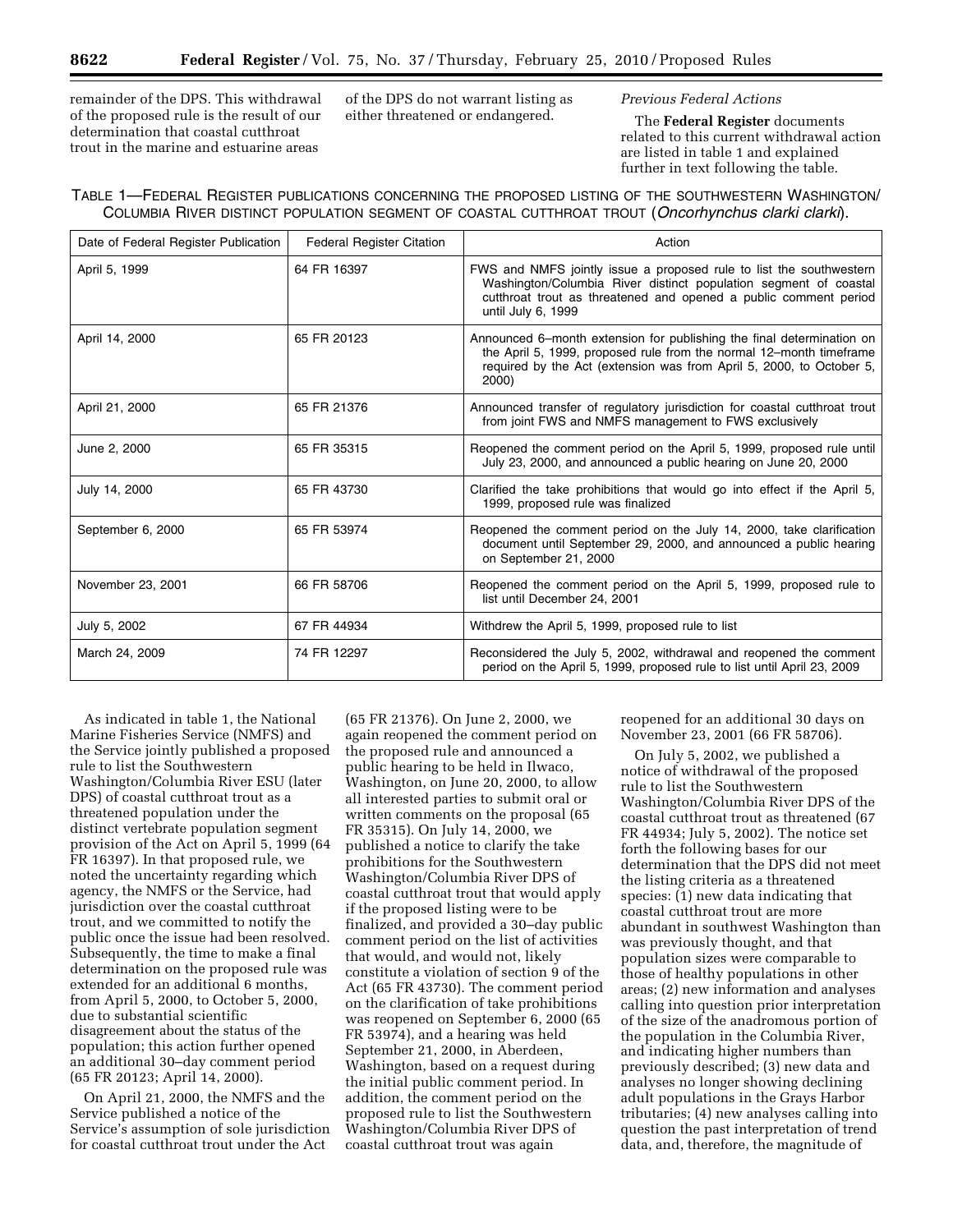remainder of the DPS. This withdrawal of the proposed rule is the result of our determination that coastal cutthroat trout in the marine and estuarine areas of the DPS do not warrant listing as either threatened or endangered.

*Previous Federal Actions*

The **Federal Register** documents related to this current withdrawal action are listed in table 1 and explained further in text following the table.

TABLE 1—FEDERAL REGISTER PUBLICATIONS CONCERNING THE PROPOSED LISTING OF THE SOUTHWESTERN WASHINGTON/COLUMBIA RIVER DISTINCT POPULATION SEGMENT OF COASTAL CUTTHROAT TROUT (*Oncorhynchus clarki clarki*).

| Date of Federal Register Publication | Federal Register Citation | Action |
|---|---|---|
| April 5, 1999 | 64 FR 16397 | FWS and NMFS jointly issue a proposed rule to list the southwestern Washington/Columbia River distinct population segment of coastal cutthroat trout as threatened and opened a public comment period until July 6, 1999 |
| April 14, 2000 | 65 FR 20123 | Announced 6–month extension for publishing the final determination on the April 5, 1999, proposed rule from the normal 12–month timeframe required by the Act (extension was from April 5, 2000, to October 5, 2000) |
| April 21, 2000 | 65 FR 21376 | Announced transfer of regulatory jurisdiction for coastal cutthroat trout from joint FWS and NMFS management to FWS exclusively |
| June 2, 2000 | 65 FR 35315 | Reopened the comment period on the April 5, 1999, proposed rule until July 23, 2000, and announced a public hearing on June 20, 2000 |
| July 14, 2000 | 65 FR 43730 | Clarified the take prohibitions that would go into effect if the April 5, 1999, proposed rule was finalized |
| September 6, 2000 | 65 FR 53974 | Reopened the comment period on the July 14, 2000, take clarification document until September 29, 2000, and announced a public hearing on September 21, 2000 |
| November 23, 2001 | 66 FR 58706 | Reopened the comment period on the April 5, 1999, proposed rule to list until December 24, 2001 |
| July 5, 2002 | 67 FR 44934 | Withdrew the April 5, 1999, proposed rule to list |
| March 24, 2009 | 74 FR 12297 | Reconsidered the July 5, 2002, withdrawal and reopened the comment period on the April 5, 1999, proposed rule to list until April 23, 2009 |

As indicated in table 1, the National Marine Fisheries Service (NMFS) and the Service jointly published a proposed rule to list the Southwestern Washington/Columbia River ESU (later DPS) of coastal cutthroat trout as a threatened population under the distinct vertebrate population segment provision of the Act on April 5, 1999 (64 FR 16397). In that proposed rule, we noted the uncertainty regarding which agency, the NMFS or the Service, had jurisdiction over the coastal cutthroat trout, and we committed to notify the public once the issue had been resolved. Subsequently, the time to make a final determination on the proposed rule was extended for an additional 6 months, from April 5, 2000, to October 5, 2000, due to substantial scientific disagreement about the status of the population; this action further opened an additional 30–day comment period (65 FR 20123; April 14, 2000).

On April 21, 2000, the NMFS and the Service published a notice of the Service's assumption of sole jurisdiction for coastal cutthroat trout under the Act (65 FR 21376). On June 2, 2000, we again reopened the comment period on the proposed rule and announced a public hearing to be held in Ilwaco, Washington, on June 20, 2000, to allow all interested parties to submit oral or written comments on the proposal (65 FR 35315). On July 14, 2000, we published a notice to clarify the take prohibitions for the Southwestern Washington/Columbia River DPS of coastal cutthroat trout that would apply if the proposed listing were to be finalized, and provided a 30–day public comment period on the list of activities that would, and would not, likely constitute a violation of section 9 of the Act (65 FR 43730). The comment period on the clarification of take prohibitions was reopened on September 6, 2000 (65 FR 53974), and a hearing was held September 21, 2000, in Aberdeen, Washington, based on a request during the initial public comment period. In addition, the comment period on the proposed rule to list the Southwestern Washington/Columbia River DPS of coastal cutthroat trout was again reopened for an additional 30 days on November 23, 2001 (66 FR 58706).

On July 5, 2002, we published a notice of withdrawal of the proposed rule to list the Southwestern Washington/Columbia River DPS of the coastal cutthroat trout as threatened (67 FR 44934; July 5, 2002). The notice set forth the following bases for our determination that the DPS did not meet the listing criteria as a threatened species: (1) new data indicating that coastal cutthroat trout are more abundant in southwest Washington than was previously thought, and that population sizes were comparable to those of healthy populations in other areas; (2) new information and analyses calling into question prior interpretation of the size of the anadromous portion of the population in the Columbia River, and indicating higher numbers than previously described; (3) new data and analyses no longer showing declining adult populations in the Grays Harbor tributaries; (4) new analyses calling into question the past interpretation of trend data, and, therefore, the magnitude of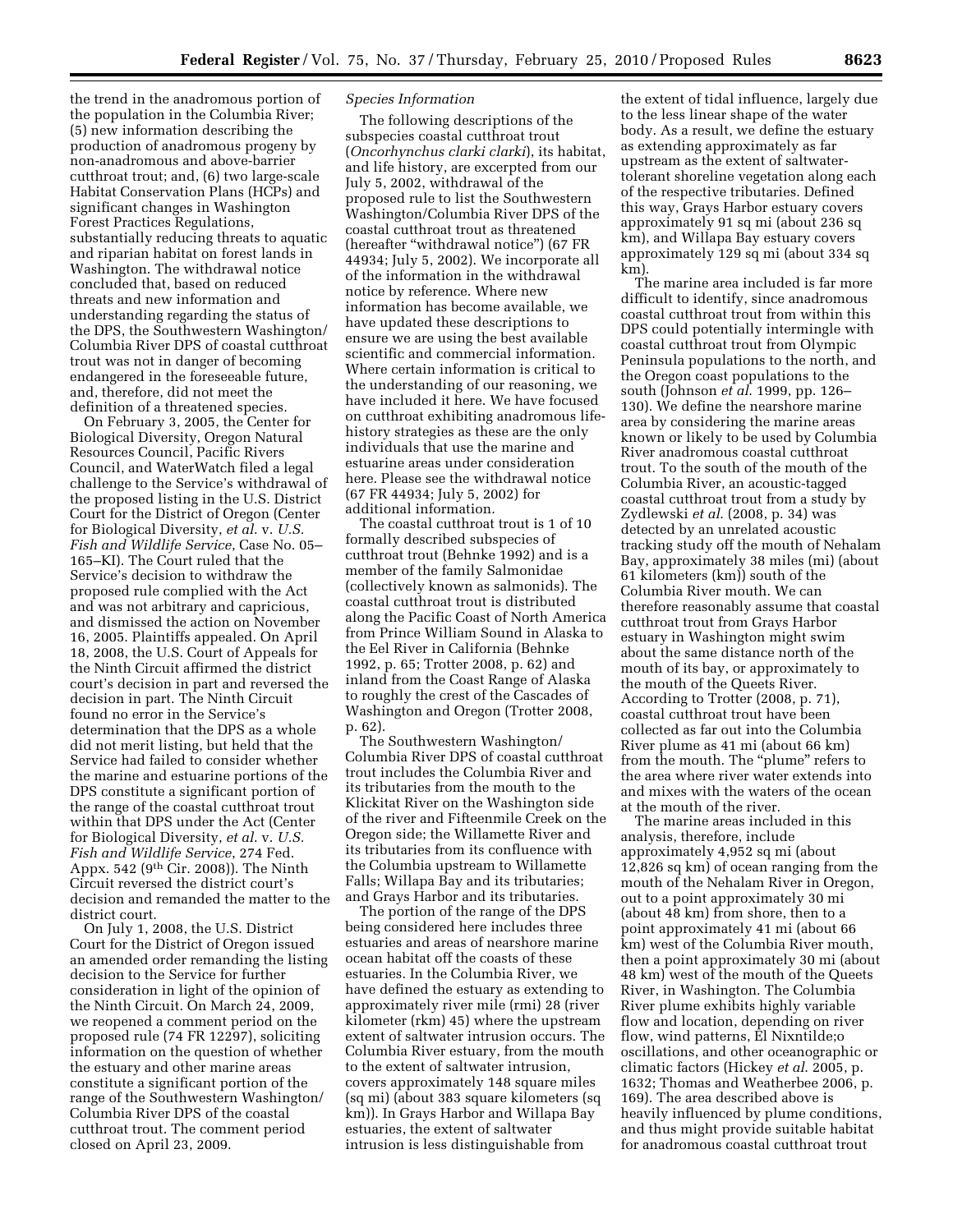the trend in the anadromous portion of the population in the Columbia River; (5) new information describing the production of anadromous progeny by non-anadromous and above-barrier cutthroat trout; and, (6) two large-scale Habitat Conservation Plans (HCPs) and significant changes in Washington Forest Practices Regulations, substantially reducing threats to aquatic and riparian habitat on forest lands in Washington. The withdrawal notice concluded that, based on reduced threats and new information and understanding regarding the status of the DPS, the Southwestern Washington/Columbia River DPS of coastal cutthroat trout was not in danger of becoming endangered in the foreseeable future, and, therefore, did not meet the definition of a threatened species.

On February 3, 2005, the Center for Biological Diversity, Oregon Natural Resources Council, Pacific Rivers Council, and WaterWatch filed a legal challenge to the Service's withdrawal of the proposed listing in the U.S. District Court for the District of Oregon (Center for Biological Diversity, *et al.* v. *U.S. Fish and Wildlife Service*, Case No. 05–165–KI). The Court ruled that the Service's decision to withdraw the proposed rule complied with the Act and was not arbitrary and capricious, and dismissed the action on November 16, 2005. Plaintiffs appealed. On April 18, 2008, the U.S. Court of Appeals for the Ninth Circuit affirmed the district court's decision in part and reversed the decision in part. The Ninth Circuit found no error in the Service's determination that the DPS as a whole did not merit listing, but held that the Service had failed to consider whether the marine and estuarine portions of the DPS constitute a significant portion of the range of the coastal cutthroat trout within that DPS under the Act (Center for Biological Diversity, *et al.* v. *U.S. Fish and Wildlife Service*, 274 Fed. Appx. 542 (9th Cir. 2008)). The Ninth Circuit reversed the district court's decision and remanded the matter to the district court.

On July 1, 2008, the U.S. District Court for the District of Oregon issued an amended order remanding the listing decision to the Service for further consideration in light of the opinion of the Ninth Circuit. On March 24, 2009, we reopened a comment period on the proposed rule (74 FR 12297), soliciting information on the question of whether the estuary and other marine areas constitute a significant portion of the range of the Southwestern Washington/Columbia River DPS of the coastal cutthroat trout. The comment period closed on April 23, 2009.

*Species Information*

The following descriptions of the subspecies coastal cutthroat trout (*Oncorhynchus clarki clarki*), its habitat, and life history, are excerpted from our July 5, 2002, withdrawal of the proposed rule to list the Southwestern Washington/Columbia River DPS of the coastal cutthroat trout as threatened (hereafter "withdrawal notice") (67 FR 44934; July 5, 2002). We incorporate all of the information in the withdrawal notice by reference. Where new information has become available, we have updated these descriptions to ensure we are using the best available scientific and commercial information. Where certain information is critical to the understanding of our reasoning, we have included it here. We have focused on cutthroat exhibiting anadromous life-history strategies as these are the only individuals that use the marine and estuarine areas under consideration here. Please see the withdrawal notice (67 FR 44934; July 5, 2002) for additional information.

The coastal cutthroat trout is 1 of 10 formally described subspecies of cutthroat trout (Behnke 1992) and is a member of the family Salmonidae (collectively known as salmonids). The coastal cutthroat trout is distributed along the Pacific Coast of North America from Prince William Sound in Alaska to the Eel River in California (Behnke 1992, p. 65; Trotter 2008, p. 62) and inland from the Coast Range of Alaska to roughly the crest of the Cascades of Washington and Oregon (Trotter 2008, p. 62).

The Southwestern Washington/Columbia River DPS of coastal cutthroat trout includes the Columbia River and its tributaries from the mouth to the Klickitat River on the Washington side of the river and Fifteenmile Creek on the Oregon side; the Willamette River and its tributaries from its confluence with the Columbia upstream to Willamette Falls; Willapa Bay and its tributaries; and Grays Harbor and its tributaries.

The portion of the range of the DPS being considered here includes three estuaries and areas of nearshore marine ocean habitat off the coasts of these estuaries. In the Columbia River, we have defined the estuary as extending to approximately river mile (rmi) 28 (river kilometer (rkm) 45) where the upstream extent of saltwater intrusion occurs. The Columbia River estuary, from the mouth to the extent of saltwater intrusion, covers approximately 148 square miles (sq mi) (about 383 square kilometers (sq km)). In Grays Harbor and Willapa Bay estuaries, the extent of saltwater intrusion is less distinguishable from the extent of tidal influence, largely due to the less linear shape of the water body. As a result, we define the estuary as extending approximately as far upstream as the extent of saltwater-tolerant shoreline vegetation along each of the respective tributaries. Defined this way, Grays Harbor estuary covers approximately 91 sq mi (about 236 sq km), and Willapa Bay estuary covers approximately 129 sq mi (about 334 sq km).

The marine area included is far more difficult to identify, since anadromous coastal cutthroat trout from within this DPS could potentially intermingle with coastal cutthroat trout from Olympic Peninsula populations to the north, and the Oregon coast populations to the south (Johnson *et al.* 1999, pp. 126–130). We define the nearshore marine area by considering the marine areas known or likely to be used by Columbia River anadromous coastal cutthroat trout. To the south of the mouth of the Columbia River, an acoustic-tagged coastal cutthroat trout from a study by Zydlewski *et al.* (2008, p. 34) was detected by an unrelated acoustic tracking study off the mouth of Nehalem Bay, approximately 38 miles (mi) (about 61 kilometers (km)) south of the Columbia River mouth. We can therefore reasonably assume that coastal cutthroat trout from Grays Harbor estuary in Washington might swim about the same distance north of the mouth of its bay, or approximately to the mouth of the Queets River. According to Trotter (2008, p. 71), coastal cutthroat trout have been collected as far out into the Columbia River plume as 41 mi (about 66 km) from the mouth. The "plume" refers to the area where river water extends into and mixes with the waters of the ocean at the mouth of the river.

The marine areas included in this analysis, therefore, include approximately 4,952 sq mi (about 12,826 sq km) of ocean ranging from the mouth of the Nehalem River in Oregon, out to a point approximately 30 mi (about 48 km) from shore, then to a point approximately 41 mi (about 66 km) west of the Columbia River mouth, then a point approximately 30 mi (about 48 km) west of the mouth of the Queets River, in Washington. The Columbia River plume exhibits highly variable flow and location, depending on river flow, wind patterns, El Niño oscillations, and other oceanographic or climatic factors (Hickey *et al.* 2005, p. 1632; Thomas and Weatherbee 2006, p. 169). The area described above is heavily influenced by plume conditions, and thus might provide suitable habitat for anadromous coastal cutthroat trout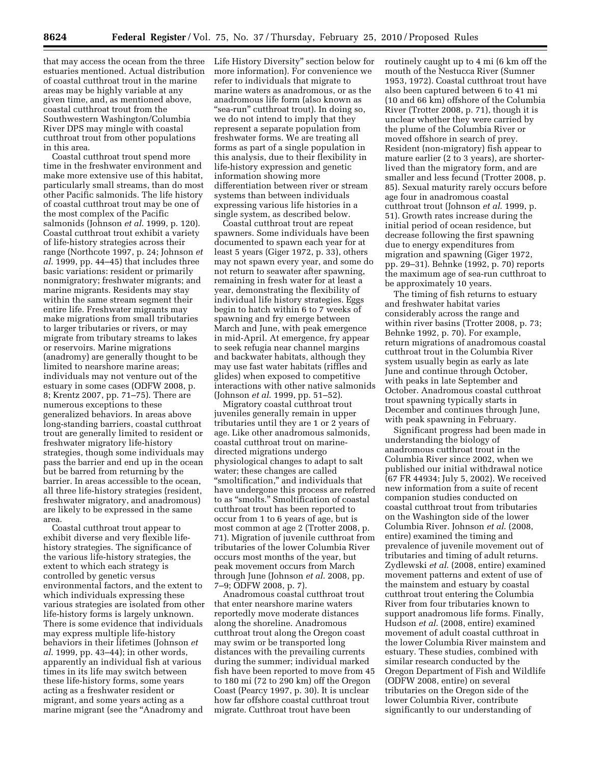that may access the ocean from the three estuaries mentioned. Actual distribution of coastal cutthroat trout in the marine areas may be highly variable at any given time, and, as mentioned above, coastal cutthroat trout from the Southwestern Washington/Columbia River DPS may mingle with coastal cutthroat trout from other populations in this area.

Coastal cutthroat trout spend more time in the freshwater environment and make more extensive use of this habitat, particularly small streams, than do most other Pacific salmonids. The life history of coastal cutthroat trout may be one of the most complex of the Pacific salmonids (Johnson *et al.* 1999, p. 120). Coastal cutthroat trout exhibit a variety of life-history strategies across their range (Northcote 1997, p. 24; Johnson *et al.* 1999, pp. 44–45) that includes three basic variations: resident or primarily nonmigratory; freshwater migrants; and marine migrants. Residents may stay within the same stream segment their entire life. Freshwater migrants may make migrations from small tributaries to larger tributaries or rivers, or may migrate from tributary streams to lakes or reservoirs. Marine migrations (anadromy) are generally thought to be limited to nearshore marine areas; individuals may not venture out of the estuary in some cases (ODFW 2008, p. 8; Krentz 2007, pp. 71–75). There are numerous exceptions to these generalized behaviors. In areas above long-standing barriers, coastal cutthroat trout are generally limited to resident or freshwater migratory life-history strategies, though some individuals may pass the barrier and end up in the ocean but be barred from returning by the barrier. In areas accessible to the ocean, all three life-history strategies (resident, freshwater migratory, and anadromous) are likely to be expressed in the same area.

Coastal cutthroat trout appear to exhibit diverse and very flexible life-history strategies. The significance of the various life-history strategies, the extent to which each strategy is controlled by genetic versus environmental factors, and the extent to which individuals expressing these various strategies are isolated from other life-history forms is largely unknown. There is some evidence that individuals may express multiple life-history behaviors in their lifetimes (Johnson *et al.* 1999, pp. 43–44); in other words, apparently an individual fish at various times in its life may switch between these life-history forms, some years acting as a freshwater resident or migrant, and some years acting as a marine migrant (see the "Anadromy and Life History Diversity" section below for more information). For convenience we refer to individuals that migrate to marine waters as anadromous, or as the anadromous life form (also known as "sea-run" cutthroat trout). In doing so, we do not intend to imply that they represent a separate population from freshwater forms. We are treating all forms as part of a single population in this analysis, due to their flexibility in life-history expression and genetic information showing more differentiation between river or stream systems than between individuals expressing various life histories in a single system, as described below.

Coastal cutthroat trout are repeat spawners. Some individuals have been documented to spawn each year for at least 5 years (Giger 1972, p. 33), others may not spawn every year, and some do not return to seawater after spawning, remaining in fresh water for at least a year, demonstrating the flexibility of individual life history strategies. Eggs begin to hatch within 6 to 7 weeks of spawning and fry emerge between March and June, with peak emergence in mid-April. At emergence, fry appear to seek refugia near channel margins and backwater habitats, although they may use fast water habitats (riffles and glides) when exposed to competitive interactions with other native salmonids (Johnson *et al.* 1999, pp. 51–52).

Migratory coastal cutthroat trout juveniles generally remain in upper tributaries until they are 1 or 2 years of age. Like other anadromous salmonids, coastal cutthroat trout on marine-directed migrations undergo physiological changes to adapt to salt water; these changes are called "smoltification," and individuals that have undergone this process are referred to as "smolts." Smoltification of coastal cutthroat trout has been reported to occur from 1 to 6 years of age, but is most common at age 2 (Trotter 2008, p. 71). Migration of juvenile cutthroat from tributaries of the lower Columbia River occurs most months of the year, but peak movement occurs from March through June (Johnson *et al.* 2008, pp. 7–9; ODFW 2008, p. 7).

Anadromous coastal cutthroat trout that enter nearshore marine waters reportedly move moderate distances along the shoreline. Anadromous cutthroat trout along the Oregon coast may swim or be transported long distances with the prevailing currents during the summer; individual marked fish have been reported to move from 45 to 180 mi (72 to 290 km) off the Oregon Coast (Pearcy 1997, p. 30). It is unclear how far offshore coastal cutthroat trout migrate. Cutthroat trout have been routinely caught up to 4 mi (6 km off the mouth of the Nestucca River (Sumner 1953, 1972). Coastal cutthroat trout have also been captured between 6 to 41 mi (10 and 66 km) offshore of the Columbia River (Trotter 2008, p. 71), though it is unclear whether they were carried by the plume of the Columbia River or moved offshore in search of prey. Resident (non-migratory) fish appear to mature earlier (2 to 3 years), are shorter-lived than the migratory form, and are smaller and less fecund (Trotter 2008, p. 85). Sexual maturity rarely occurs before age four in anadromous coastal cutthroat trout (Johnson *et al.* 1999, p. 51). Growth rates increase during the initial period of ocean residence, but decrease following the first spawning due to energy expenditures from migration and spawning (Giger 1972, pp. 29–31). Behnke (1992, p. 70) reports the maximum age of sea-run cutthroat to be approximately 10 years.

The timing of fish returns to estuary and freshwater habitat varies considerably across the range and within river basins (Trotter 2008, p. 73; Behnke 1992, p. 70). For example, return migrations of anadromous coastal cutthroat trout in the Columbia River system usually begin as early as late June and continue through October, with peaks in late September and October. Anadromous coastal cutthroat trout spawning typically starts in December and continues through June, with peak spawning in February.

Significant progress had been made in understanding the biology of anadromous cutthroat trout in the Columbia River since 2002, when we published our initial withdrawal notice (67 FR 44934; July 5, 2002). We received new information from a suite of recent companion studies conducted on coastal cutthroat trout from tributaries on the Washington side of the lower Columbia River. Johnson *et al.* (2008, entire) examined the timing and prevalence of juvenile movement out of tributaries and timing of adult returns. Zydlewski *et al.* (2008, entire) examined movement patterns and extent of use of the mainstem and estuary by coastal cutthroat trout entering the Columbia River from four tributaries known to support anadromous life forms. Finally, Hudson *et al.* (2008, entire) examined movement of adult coastal cutthroat in the lower Columbia River mainstem and estuary. These studies, combined with similar research conducted by the Oregon Department of Fish and Wildlife (ODFW 2008, entire) on several tributaries on the Oregon side of the lower Columbia River, contribute significantly to our understanding of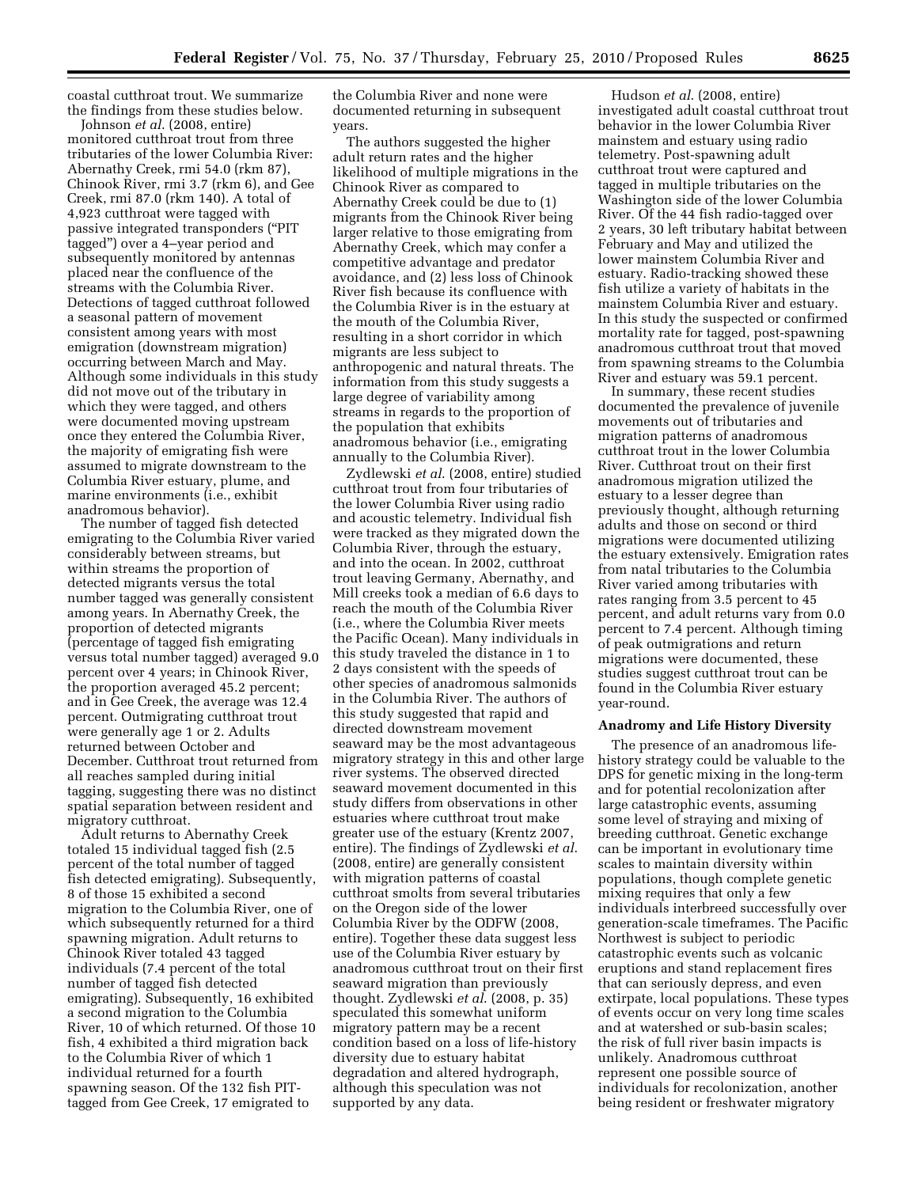coastal cutthroat trout. We summarize the findings from these studies below.

Johnson *et al*. (2008, entire) monitored cutthroat trout from three tributaries of the lower Columbia River: Abernathy Creek, rmi 54.0 (rkm 87), Chinook River, rmi 3.7 (rkm 6), and Gee Creek, rmi 87.0 (rkm 140). A total of 4,923 cutthroat were tagged with passive integrated transponders ("PIT tagged") over a 4–year period and subsequently monitored by antennas placed near the confluence of the streams with the Columbia River. Detections of tagged cutthroat followed a seasonal pattern of movement consistent among years with most emigration (downstream migration) occurring between March and May. Although some individuals in this study did not move out of the tributary in which they were tagged, and others were documented moving upstream once they entered the Columbia River, the majority of emigrating fish were assumed to migrate downstream to the Columbia River estuary, plume, and marine environments (i.e., exhibit anadromous behavior).

The number of tagged fish detected emigrating to the Columbia River varied considerably between streams, but within streams the proportion of detected migrants versus the total number tagged was generally consistent among years. In Abernathy Creek, the proportion of detected migrants (percentage of tagged fish emigrating versus total number tagged) averaged 9.0 percent over 4 years; in Chinook River, the proportion averaged 45.2 percent; and in Gee Creek, the average was 12.4 percent. Outmigrating cutthroat trout were generally age 1 or 2. Adults returned between October and December. Cutthroat trout returned from all reaches sampled during initial tagging, suggesting there was no distinct spatial separation between resident and migratory cutthroat.

Adult returns to Abernathy Creek totaled 15 individual tagged fish (2.5 percent of the total number of tagged fish detected emigrating). Subsequently, 8 of those 15 exhibited a second migration to the Columbia River, one of which subsequently returned for a third spawning migration. Adult returns to Chinook River totaled 43 tagged individuals (7.4 percent of the total number of tagged fish detected emigrating). Subsequently, 16 exhibited a second migration to the Columbia River, 10 of which returned. Of those 10 fish, 4 exhibited a third migration back to the Columbia River of which 1 individual returned for a fourth spawning season. Of the 132 fish PIT-tagged from Gee Creek, 17 emigrated to the Columbia River and none were documented returning in subsequent years.

The authors suggested the higher adult return rates and the higher likelihood of multiple migrations in the Chinook River as compared to Abernathy Creek could be due to (1) migrants from the Chinook River being larger relative to those emigrating from Abernathy Creek, which may confer a competitive advantage and predator avoidance, and (2) less loss of Chinook River fish because its confluence with the Columbia River is in the estuary at the mouth of the Columbia River, resulting in a short corridor in which migrants are less subject to anthropogenic and natural threats. The information from this study suggests a large degree of variability among streams in regards to the proportion of the population that exhibits anadromous behavior (i.e., emigrating annually to the Columbia River).

Zydlewski *et al*. (2008, entire) studied cutthroat trout from four tributaries of the lower Columbia River using radio and acoustic telemetry. Individual fish were tracked as they migrated down the Columbia River, through the estuary, and into the ocean. In 2002, cutthroat trout leaving Germany, Abernathy, and Mill creeks took a median of 6.6 days to reach the mouth of the Columbia River (i.e., where the Columbia River meets the Pacific Ocean). Many individuals in this study traveled the distance in 1 to 2 days consistent with the speeds of other species of anadromous salmonids in the Columbia River. The authors of this study suggested that rapid and directed downstream movement seaward may be the most advantageous migratory strategy in this and other large river systems. The observed directed seaward movement documented in this study differs from observations in other estuaries where cutthroat trout make greater use of the estuary (Krentz 2007, entire). The findings of Zydlewski *et al*. (2008, entire) are generally consistent with migration patterns of coastal cutthroat smolts from several tributaries on the Oregon side of the lower Columbia River by the ODFW (2008, entire). Together these data suggest less use of the Columbia River estuary by anadromous cutthroat trout on their first seaward migration than previously thought. Zydlewski *et al*. (2008, p. 35) speculated this somewhat uniform migratory pattern may be a recent condition based on a loss of life-history diversity due to estuary habitat degradation and altered hydrograph, although this speculation was not supported by any data.

Hudson *et al*. (2008, entire) investigated adult coastal cutthroat trout behavior in the lower Columbia River mainstem and estuary using radio telemetry. Post-spawning adult cutthroat trout were captured and tagged in multiple tributaries on the Washington side of the lower Columbia River. Of the 44 fish radio-tagged over 2 years, 30 left tributary habitat between February and May and utilized the lower mainstem Columbia River and estuary. Radio-tracking showed these fish utilize a variety of habitats in the mainstem Columbia River and estuary. In this study the suspected or confirmed mortality rate for tagged, post-spawning anadromous cutthroat trout that moved from spawning streams to the Columbia River and estuary was 59.1 percent.

In summary, these recent studies documented the prevalence of juvenile movements out of tributaries and migration patterns of anadromous cutthroat trout in the lower Columbia River. Cutthroat trout on their first anadromous migration utilized the estuary to a lesser degree than previously thought, although returning adults and those on second or third migrations were documented utilizing the estuary extensively. Emigration rates from natal tributaries to the Columbia River varied among tributaries with rates ranging from 3.5 percent to 45 percent, and adult returns vary from 0.0 percent to 7.4 percent. Although timing of peak outmigrations and return migrations were documented, these studies suggest cutthroat trout can be found in the Columbia River estuary year-round.

**Anadromy and Life History Diversity**

The presence of an anadromous life-history strategy could be valuable to the DPS for genetic mixing in the long-term and for potential recolonization after large catastrophic events, assuming some level of straying and mixing of breeding cutthroat. Genetic exchange can be important in evolutionary time scales to maintain diversity within populations, though complete genetic mixing requires that only a few individuals interbreed successfully over generation-scale timeframes. The Pacific Northwest is subject to periodic catastrophic events such as volcanic eruptions and stand replacement fires that can seriously depress, and even extirpate, local populations. These types of events occur on very long time scales and at watershed or sub-basin scales; the risk of full river basin impacts is unlikely. Anadromous cutthroat represent one possible source of individuals for recolonization, another being resident or freshwater migratory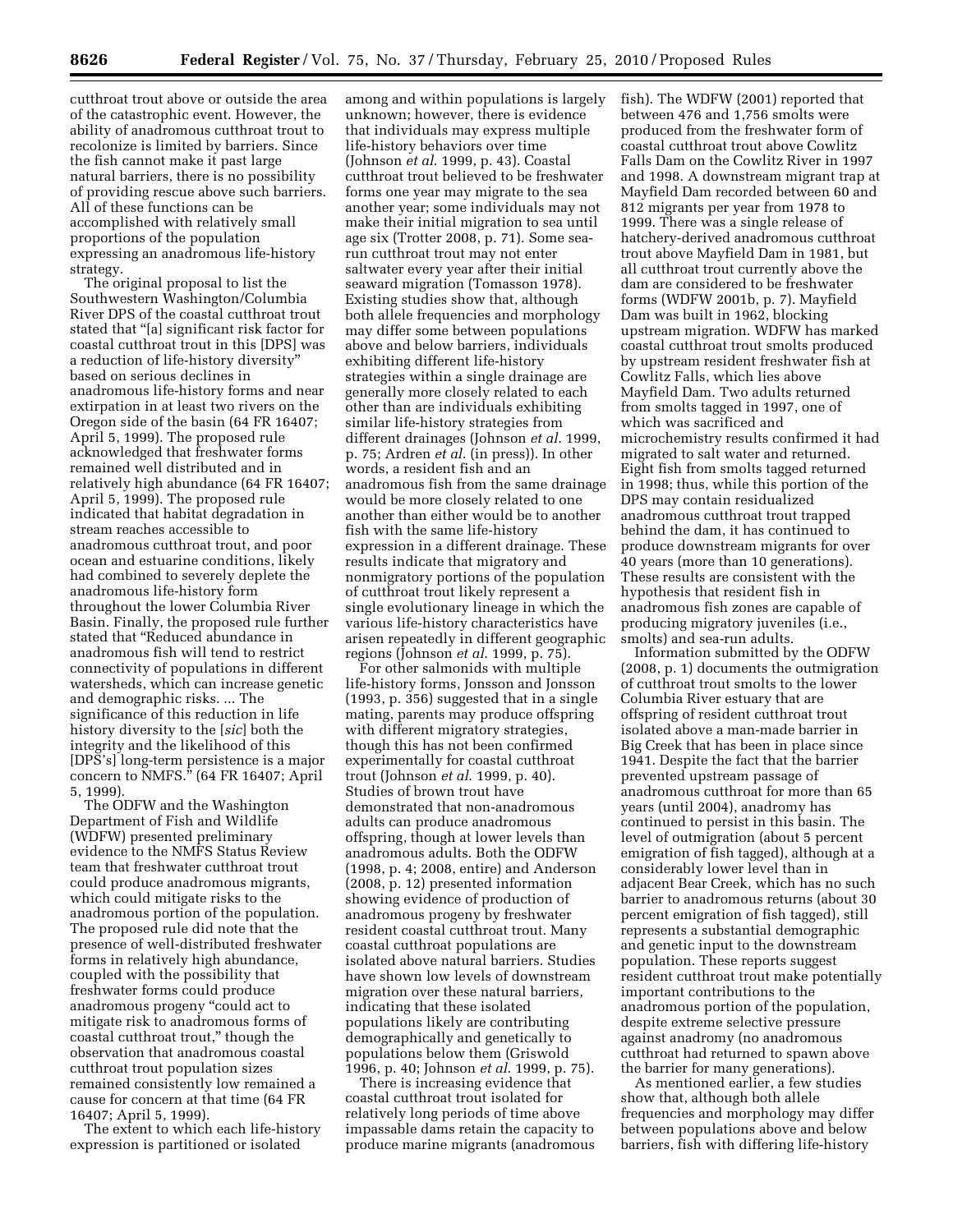cutthroat trout above or outside the area of the catastrophic event. However, the ability of anadromous cutthroat trout to recolonize is limited by barriers. Since the fish cannot make it past large natural barriers, there is no possibility of providing rescue above such barriers. All of these functions can be accomplished with relatively small proportions of the population expressing an anadromous life-history strategy.

The original proposal to list the Southwestern Washington/Columbia River DPS of the coastal cutthroat trout stated that "[a] significant risk factor for coastal cutthroat trout in this [DPS] was a reduction of life-history diversity" based on serious declines in anadromous life-history forms and near extirpation in at least two rivers on the Oregon side of the basin (64 FR 16407; April 5, 1999). The proposed rule acknowledged that freshwater forms remained well distributed and in relatively high abundance (64 FR 16407; April 5, 1999). The proposed rule indicated that habitat degradation in stream reaches accessible to anadromous cutthroat trout, and poor ocean and estuarine conditions, likely had combined to severely deplete the anadromous life-history form throughout the lower Columbia River Basin. Finally, the proposed rule further stated that "Reduced abundance in anadromous fish will tend to restrict connectivity of populations in different watersheds, which can increase genetic and demographic risks. ... The significance of this reduction in life history diversity to the [*sic*] both the integrity and the likelihood of this [DPS's] long-term persistence is a major concern to NMFS." (64 FR 16407; April 5, 1999).

The ODFW and the Washington Department of Fish and Wildlife (WDFW) presented preliminary evidence to the NMFS Status Review team that freshwater cutthroat trout could produce anadromous migrants, which could mitigate risks to the anadromous portion of the population. The proposed rule did note that the presence of well-distributed freshwater forms in relatively high abundance, coupled with the possibility that freshwater forms could produce anadromous progeny "could act to mitigate risk to anadromous forms of coastal cutthroat trout," though the observation that anadromous coastal cutthroat trout population sizes remained consistently low remained a cause for concern at that time (64 FR 16407; April 5, 1999).

The extent to which each life-history expression is partitioned or isolated among and within populations is largely unknown; however, there is evidence that individuals may express multiple life-history behaviors over time (Johnson *et al.* 1999, p. 43). Coastal cutthroat trout believed to be freshwater forms one year may migrate to the sea another year; some individuals may not make their initial migration to sea until age six (Trotter 2008, p. 71). Some sea-run cutthroat trout may not enter saltwater every year after their initial seaward migration (Tomasson 1978). Existing studies show that, although both allele frequencies and morphology may differ some between populations above and below barriers, individuals exhibiting different life-history strategies within a single drainage are generally more closely related to each other than are individuals exhibiting similar life-history strategies from different drainages (Johnson *et al.* 1999, p. 75; Ardren *et al.* (in press)). In other words, a resident fish and an anadromous fish from the same drainage would be more closely related to one another than either would be to another fish with the same life-history expression in a different drainage. These results indicate that migratory and nonmigratory portions of the population of cutthroat trout likely represent a single evolutionary lineage in which the various life-history characteristics have arisen repeatedly in different geographic regions (Johnson *et al.* 1999, p. 75).

For other salmonids with multiple life-history forms, Jonsson and Jonsson (1993, p. 356) suggested that in a single mating, parents may produce offspring with different migratory strategies, though this has not been confirmed experimentally for coastal cutthroat trout (Johnson *et al.* 1999, p. 40). Studies of brown trout have demonstrated that non-anadromous adults can produce anadromous offspring, though at lower levels than anadromous adults. Both the ODFW (1998, p. 4; 2008, entire) and Anderson (2008, p. 12) presented information showing evidence of production of anadromous progeny by freshwater resident coastal cutthroat trout. Many coastal cutthroat trout populations are isolated above natural barriers. Studies have shown low levels of downstream migration over these natural barriers, indicating that these isolated populations likely are contributing demographically and genetically to populations below them (Griswold 1996, p. 40; Johnson *et al.* 1999, p. 75).

There is increasing evidence that coastal cutthroat trout isolated for relatively long periods of time above impassable dams retain the capacity to produce marine migrants (anadromous fish). The WDFW (2001) reported that between 476 and 1,756 smolts were produced from the freshwater form of coastal cutthroat trout above Cowlitz Falls Dam on the Cowlitz River in 1997 and 1998. A downstream migrant trap at Mayfield Dam recorded between 60 and 812 migrants per year from 1978 to 1999. There was a single release of hatchery-derived anadromous cutthroat trout above Mayfield Dam in 1981, but all cutthroat trout currently above the dam are considered to be freshwater forms (WDFW 2001b, p. 7). Mayfield Dam was built in 1962, blocking upstream migration. WDFW has marked coastal cutthroat trout smolts produced by upstream resident freshwater fish at Cowlitz Falls, which lies above Mayfield Dam. Two adults returned from smolts tagged in 1997, one of which was sacrificed and microchemistry results confirmed it had migrated to salt water and returned. Eight fish from smolts tagged returned in 1998; thus, while this portion of the DPS may contain residualized anadromous cutthroat trout trapped behind the dam, it has continued to produce downstream migrants for over 40 years (more than 10 generations). These results are consistent with the hypothesis that resident fish in anadromous fish zones are capable of producing migratory juveniles (i.e., smolts) and sea-run adults.

Information submitted by the ODFW (2008, p. 1) documents the outmigration of cutthroat trout smolts to the lower Columbia River estuary that are offspring of resident cutthroat trout isolated above a man-made barrier in Big Creek that has been in place since 1941. Despite the fact that the barrier prevented upstream passage of anadromous cutthroat for more than 65 years (until 2004), anadromy has continued to persist in this basin. The level of outmigration (about 5 percent emigration of fish tagged), although at a considerably lower level than in adjacent Bear Creek, which has no such barrier to anadromous returns (about 30 percent emigration of fish tagged), still represents a substantial demographic and genetic input to the downstream population. These reports suggest resident cutthroat trout make potentially important contributions to the anadromous portion of the population, despite extreme selective pressure against anadromy (no anadromous cutthroat had returned to spawn above the barrier for many generations).

As mentioned earlier, a few studies show that, although both allele frequencies and morphology may differ between populations above and below barriers, fish with differing life-history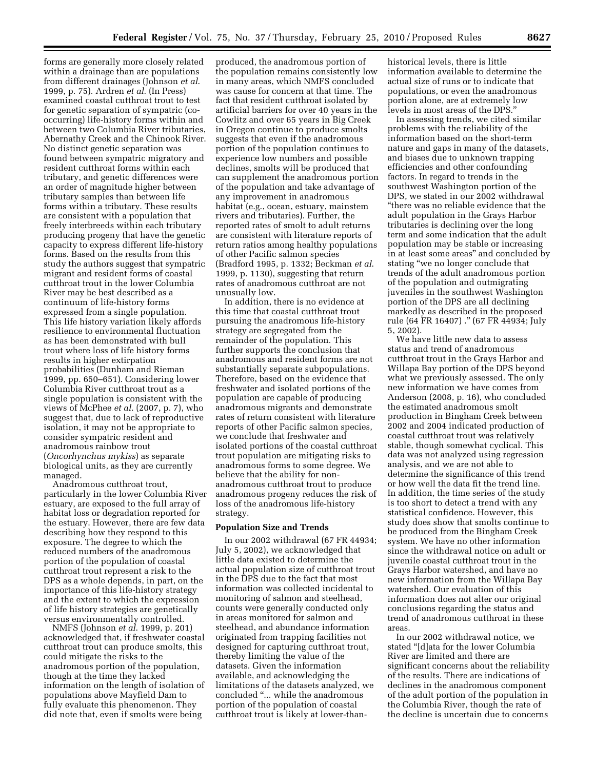forms are generally more closely related within a drainage than are populations from different drainages (Johnson *et al.* 1999, p. 75). Ardren *et al.* (In Press) examined coastal cutthroat trout to test for genetic separation of sympatric (co-occurring) life-history forms within and between two Columbia River tributaries, Abernathy Creek and the Chinook River. No distinct genetic separation was found between sympatric migratory and resident cutthroat forms within each tributary, and genetic differences were an order of magnitude higher between tributary samples than between life forms within a tributary. These results are consistent with a population that freely interbreeds within each tributary producing progeny that have the genetic capacity to express different life-history forms. Based on the results from this study the authors suggest that sympatric migrant and resident forms of coastal cutthroat trout in the lower Columbia River may be best described as a continuum of life-history forms expressed from a single population. This life history variation likely affords resilience to environmental fluctuation as has been demonstrated with bull trout where loss of life history forms results in higher extirpation probabilities (Dunham and Rieman 1999, pp. 650–651). Considering lower Columbia River cutthroat trout as a single population is consistent with the views of McPhee *et al.* (2007, p. 7), who suggest that, due to lack of reproductive isolation, it may not be appropriate to consider sympatric resident and anadromous rainbow trout (*Oncorhynchus mykiss*) as separate biological units, as they are currently managed.

Anadromous cutthroat trout, particularly in the lower Columbia River estuary, are exposed to the full array of habitat loss or degradation reported for the estuary. However, there are few data describing how they respond to this exposure. The degree to which the reduced numbers of the anadromous portion of the population of coastal cutthroat trout represent a risk to the DPS as a whole depends, in part, on the importance of this life-history strategy and the extent to which the expression of life history strategies are genetically versus environmentally controlled.

NMFS (Johnson *et al.* 1999, p. 201) acknowledged that, if freshwater coastal cutthroat trout can produce smolts, this could mitigate the risks to the anadromous portion of the population, though at the time they lacked information on the length of isolation of populations above Mayfield Dam to fully evaluate this phenomenon. They did note that, even if smolts were being produced, the anadromous portion of the population remains consistently low in many areas, which NMFS concluded was cause for concern at that time. The fact that resident cutthroat isolated by artificial barriers for over 40 years in the Cowlitz and over 65 years in Big Creek in Oregon continue to produce smolts suggests that even if the anadromous portion of the population continues to experience low numbers and possible declines, smolts will be produced that can supplement the anadromous portion of the population and take advantage of any improvement in anadromous habitat (e.g., ocean, estuary, mainstem rivers and tributaries). Further, the reported rates of smolt to adult returns are consistent with literature reports of return ratios among healthy populations of other Pacific salmon species (Bradford 1995, p. 1332; Beckman *et al.* 1999, p. 1130), suggesting that return rates of anadromous cutthroat are not unusually low.

In addition, there is no evidence at this time that coastal cutthroat trout pursuing the anadromous life-history strategy are segregated from the remainder of the population. This further supports the conclusion that anadromous and resident forms are not substantially separate subpopulations. Therefore, based on the evidence that freshwater and isolated portions of the population are capable of producing anadromous migrants and demonstrate rates of return consistent with literature reports of other Pacific salmon species, we conclude that freshwater and isolated portions of the coastal cutthroat trout population are mitigating risks to anadromous forms to some degree. We believe that the ability for non-anadromous cutthroat trout to produce anadromous progeny reduces the risk of loss of the anadromous life-history strategy.

## Population Size and Trends

In our 2002 withdrawal (67 FR 44934; July 5, 2002), we acknowledged that little data existed to determine the actual population size of cutthroat trout in the DPS due to the fact that most information was collected incidental to monitoring of salmon and steelhead, counts were generally conducted only in areas monitored for salmon and steelhead, and abundance information originated from trapping facilities not designed for capturing cutthroat trout, thereby limiting the value of the datasets. Given the information available, and acknowledging the limitations of the datasets analyzed, we concluded "... while the anadromous portion of the population of coastal cutthroat trout is likely at lower-than-historical levels, there is little information available to determine the actual size of runs or to indicate that populations, or even the anadromous portion alone, are at extremely low levels in most areas of the DPS."

In assessing trends, we cited similar problems with the reliability of the information based on the short-term nature and gaps in many of the datasets, and biases due to unknown trapping efficiencies and other confounding factors. In regard to trends in the southwest Washington portion of the DPS, we stated in our 2002 withdrawal "there was no reliable evidence that the adult population in the Grays Harbor tributaries is declining over the long term and some indication that the adult population may be stable or increasing in at least some areas" and concluded by stating "we no longer conclude that trends of the adult anadromous portion of the population and outmigrating juveniles in the southwest Washington portion of the DPS are all declining markedly as described in the proposed rule (64 FR 16407) ." (67 FR 44934; July 5, 2002).

We have little new data to assess status and trend of anadromous cutthroat trout in the Grays Harbor and Willapa Bay portion of the DPS beyond what we previously assessed. The only new information we have comes from Anderson (2008, p. 16), who concluded the estimated anadromous smolt production in Bingham Creek between 2002 and 2004 indicated production of coastal cutthroat trout was relatively stable, though somewhat cyclical. This data was not analyzed using regression analysis, and we are not able to determine the significance of this trend or how well the data fit the trend line. In addition, the time series of the study is too short to detect a trend with any statistical confidence. However, this study does show that smolts continue to be produced from the Bingham Creek system. We have no other information since the withdrawal notice on adult or juvenile coastal cutthroat trout in the Grays Harbor watershed, and have no new information from the Willapa Bay watershed. Our evaluation of this information does not alter our original conclusions regarding the status and trend of anadromous cutthroat in these areas.

In our 2002 withdrawal notice, we stated "[d]ata for the lower Columbia River are limited and there are significant concerns about the reliability of the results. There are indications of declines in the anadromous component of the adult portion of the population in the Columbia River, though the rate of the decline is uncertain due to concerns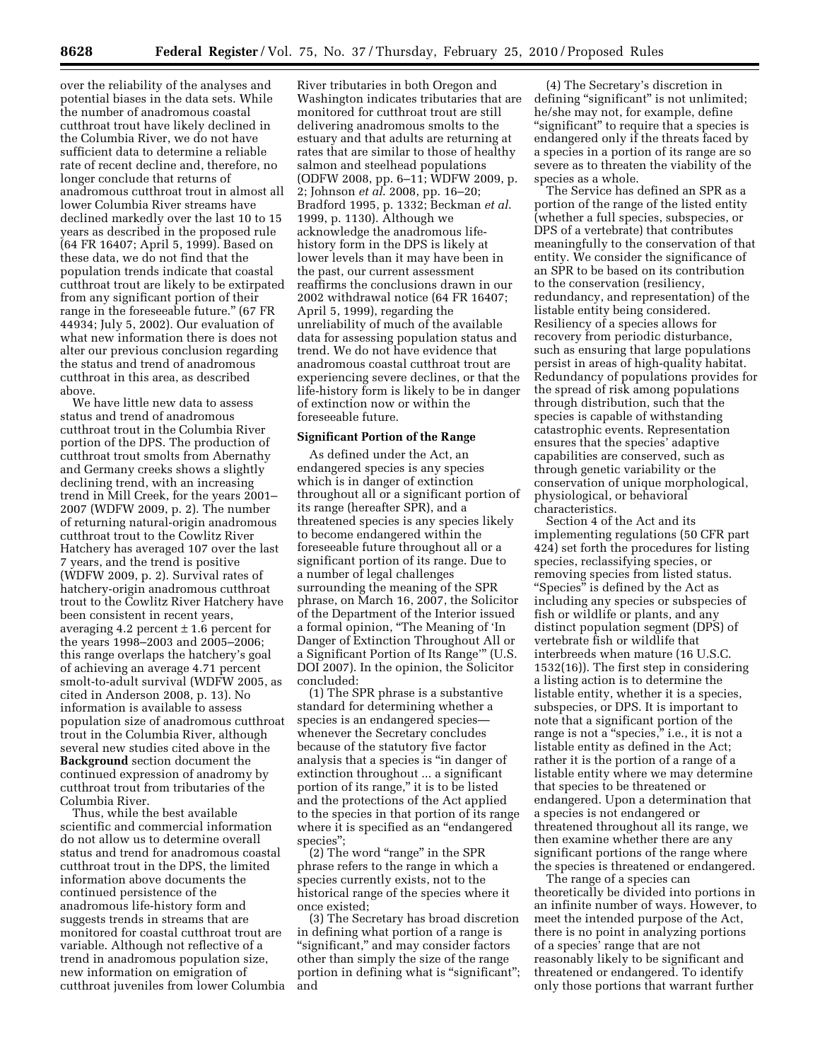over the reliability of the analyses and potential biases in the data sets. While the number of anadromous coastal cutthroat trout have likely declined in the Columbia River, we do not have sufficient data to determine a reliable rate of recent decline and, therefore, no longer conclude that returns of anadromous cutthroat trout in almost all lower Columbia River streams have declined markedly over the last 10 to 15 years as described in the proposed rule (64 FR 16407; April 5, 1999). Based on these data, we do not find that the population trends indicate that coastal cutthroat trout are likely to be extirpated from any significant portion of their range in the foreseeable future." (67 FR 44934; July 5, 2002). Our evaluation of what new information there is does not alter our previous conclusion regarding the status and trend of anadromous cutthroat in this area, as described above.

We have little new data to assess status and trend of anadromous cutthroat trout in the Columbia River portion of the DPS. The production of cutthroat trout smolts from Abernathy and Germany creeks shows a slightly declining trend, with an increasing trend in Mill Creek, for the years 2001–2007 (WDFW 2009, p. 2). The number of returning natural-origin anadromous cutthroat trout to the Cowlitz River Hatchery has averaged 107 over the last 7 years, and the trend is positive (WDFW 2009, p. 2). Survival rates of hatchery-origin anadromous cutthroat trout to the Cowlitz River Hatchery have been consistent in recent years, averaging 4.2 percent ± 1.6 percent for the years 1998–2003 and 2005–2006; this range overlaps the hatchery's goal of achieving an average 4.71 percent smolt-to-adult survival (WDFW 2005, as cited in Anderson 2008, p. 13). No information is available to assess population size of anadromous cutthroat trout in the Columbia River, although several new studies cited above in the **Background** section document the continued expression of anadromy by cutthroat trout from tributaries of the Columbia River.

Thus, while the best available scientific and commercial information do not allow us to determine overall status and trend for anadromous coastal cutthroat trout in the DPS, the limited information above documents the continued persistence of the anadromous life-history form and suggests trends in streams that are monitored for coastal cutthroat trout are variable. Although not reflective of a trend in anadromous population size, new information on emigration of cutthroat juveniles from lower Columbia River tributaries in both Oregon and Washington indicates tributaries that are monitored for cutthroat trout are still delivering anadromous smolts to the estuary and that adults are returning at rates that are similar to those of healthy salmon and steelhead populations (ODFW 2008, pp. 6–11; WDFW 2009, p. 2; Johnson *et al.* 2008, pp. 16–20; Bradford 1995, p. 1332; Beckman *et al.* 1999, p. 1130). Although we acknowledge the anadromous life-history form in the DPS is likely at lower levels than it may have been in the past, our current assessment reaffirms the conclusions drawn in our 2002 withdrawal notice (64 FR 16407; April 5, 1999), regarding the unreliability of much of the available data for assessing population status and trend. We do not have evidence that anadromous coastal cutthroat trout are experiencing severe declines, or that the life-history form is likely to be in danger of extinction now or within the foreseeable future.

## Significant Portion of the Range

As defined under the Act, an endangered species is any species which is in danger of extinction throughout all or a significant portion of its range (hereafter SPR), and a threatened species is any species likely to become endangered within the foreseeable future throughout all or a significant portion of its range. Due to a number of legal challenges surrounding the meaning of the SPR phrase, on March 16, 2007, the Solicitor of the Department of the Interior issued a formal opinion, "The Meaning of 'In Danger of Extinction Throughout All or a Significant Portion of Its Range'" (U.S. DOI 2007). In the opinion, the Solicitor concluded:

(1) The SPR phrase is a substantive standard for determining whether a species is an endangered species—whenever the Secretary concludes because of the statutory five factor analysis that a species is "in danger of extinction throughout ... a significant portion of its range," it is to be listed and the protections of the Act applied to the species in that portion of its range where it is specified as an "endangered species";

(2) The word "range" in the SPR phrase refers to the range in which a species currently exists, not to the historical range of the species where it once existed;

(3) The Secretary has broad discretion in defining what portion of a range is "significant," and may consider factors other than simply the size of the range portion in defining what is "significant"; and

(4) The Secretary's discretion in defining "significant" is not unlimited; he/she may not, for example, define "significant" to require that a species is endangered only if the threats faced by a species in a portion of its range are so severe as to threaten the viability of the species as a whole.

The Service has defined an SPR as a portion of the range of the listed entity (whether a full species, subspecies, or DPS of a vertebrate) that contributes meaningfully to the conservation of that entity. We consider the significance of an SPR to be based on its contribution to the conservation (resiliency, redundancy, and representation) of the listable entity being considered. Resiliency of a species allows for recovery from periodic disturbance, such as ensuring that large populations persist in areas of high-quality habitat. Redundancy of populations provides for the spread of risk among populations through distribution, such that the species is capable of withstanding catastrophic events. Representation ensures that the species' adaptive capabilities are conserved, such as through genetic variability or the conservation of unique morphological, physiological, or behavioral characteristics.

Section 4 of the Act and its implementing regulations (50 CFR part 424) set forth the procedures for listing species, reclassifying species, or removing species from listed status. "Species" is defined by the Act as including any species or subspecies of fish or wildlife or plants, and any distinct population segment (DPS) of vertebrate fish or wildlife that interbreeds when mature (16 U.S.C. 1532(16)). The first step in considering a listing action is to determine the listable entity, whether it is a species, subspecies, or DPS. It is important to note that a significant portion of the range is not a "species," i.e., it is not a listable entity as defined in the Act; rather it is the portion of a range of a listable entity where we may determine that species to be threatened or endangered. Upon a determination that a species is not endangered or threatened throughout all its range, we then examine whether there are any significant portions of the range where the species is threatened or endangered.

The range of a species can theoretically be divided into portions in an infinite number of ways. However, to meet the intended purpose of the Act, there is no point in analyzing portions of a species' range that are not reasonably likely to be significant and threatened or endangered. To identify only those portions that warrant further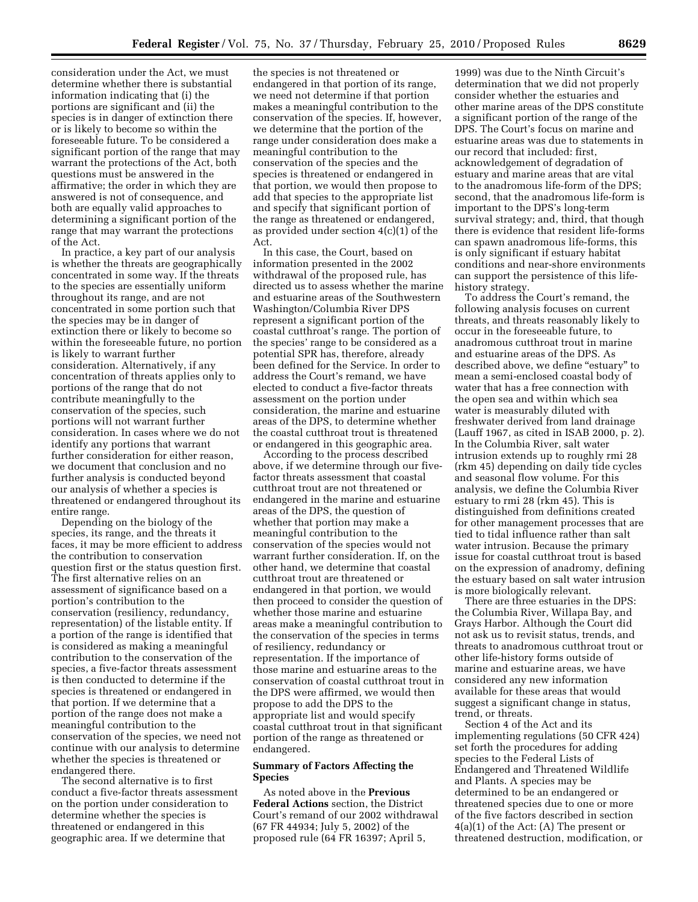consideration under the Act, we must determine whether there is substantial information indicating that (i) the portions are significant and (ii) the species is in danger of extinction there or is likely to become so within the foreseeable future. To be considered a significant portion of the range that may warrant the protections of the Act, both questions must be answered in the affirmative; the order in which they are answered is not of consequence, and both are equally valid approaches to determining a significant portion of the range that may warrant the protections of the Act.

In practice, a key part of our analysis is whether the threats are geographically concentrated in some way. If the threats to the species are essentially uniform throughout its range, and are not concentrated in some portion such that the species may be in danger of extinction there or likely to become so within the foreseeable future, no portion is likely to warrant further consideration. Alternatively, if any concentration of threats applies only to portions of the range that do not contribute meaningfully to the conservation of the species, such portions will not warrant further consideration. In cases where we do not identify any portions that warrant further consideration for either reason, we document that conclusion and no further analysis is conducted beyond our analysis of whether a species is threatened or endangered throughout its entire range.

Depending on the biology of the species, its range, and the threats it faces, it may be more efficient to address the contribution to conservation question first or the status question first. The first alternative relies on an assessment of significance based on a portion's contribution to the conservation (resiliency, redundancy, representation) of the listable entity. If a portion of the range is identified that is considered as making a meaningful contribution to the conservation of the species, a five-factor threats assessment is then conducted to determine if the species is threatened or endangered in that portion. If we determine that a portion of the range does not make a meaningful contribution to the conservation of the species, we need not continue with our analysis to determine whether the species is threatened or endangered there.

The second alternative is to first conduct a five-factor threats assessment on the portion under consideration to determine whether the species is threatened or endangered in this geographic area. If we determine that the species is not threatened or endangered in that portion of its range, we need not determine if that portion makes a meaningful contribution to the conservation of the species. If, however, we determine that the portion of the range under consideration does make a meaningful contribution to the conservation of the species and the species is threatened or endangered in that portion, we would then propose to add that species to the appropriate list and specify that significant portion of the range as threatened or endangered, as provided under section 4(c)(1) of the Act.

In this case, the Court, based on information presented in the 2002 withdrawal of the proposed rule, has directed us to assess whether the marine and estuarine areas of the Southwestern Washington/Columbia River DPS represent a significant portion of the coastal cutthroat's range. The portion of the species' range to be considered as a potential SPR has, therefore, already been defined for the Service. In order to address the Court's remand, we have elected to conduct a five-factor threats assessment on the portion under consideration, the marine and estuarine areas of the DPS, to determine whether the coastal cutthroat trout is threatened or endangered in this geographic area.

According to the process described above, if we determine through our five-factor threats assessment that coastal cutthroat trout are not threatened or endangered in the marine and estuarine areas of the DPS, the question of whether that portion may make a meaningful contribution to the conservation of the species would not warrant further consideration. If, on the other hand, we determine that coastal cutthroat trout are threatened or endangered in that portion, we would then proceed to consider the question of whether those marine and estuarine areas make a meaningful contribution to the conservation of the species in terms of resiliency, redundancy or representation. If the importance of those marine and estuarine areas to the conservation of coastal cutthroat trout in the DPS were affirmed, we would then propose to add the DPS to the appropriate list and would specify coastal cutthroat trout in that significant portion of the range as threatened or endangered.

## Summary of Factors Affecting the Species

As noted above in the **Previous Federal Actions** section, the District Court's remand of our 2002 withdrawal (67 FR 44934; July 5, 2002) of the proposed rule (64 FR 16397; April 5, 1999) was due to the Ninth Circuit's determination that we did not properly consider whether the estuaries and other marine areas of the DPS constitute a significant portion of the range of the DPS. The Court's focus on marine and estuarine areas was due to statements in our record that included: first, acknowledgement of degradation of estuary and marine areas that are vital to the anadromous life-form of the DPS; second, that the anadromous life-form is important to the DPS's long-term survival strategy; and, third, that though there is evidence that resident life-forms can spawn anadromous life-forms, this is only significant if estuary habitat conditions and near-shore environments can support the persistence of this life-history strategy.

To address the Court's remand, the following analysis focuses on current threats, and threats reasonably likely to occur in the foreseeable future, to anadromous cutthroat trout in marine and estuarine areas of the DPS. As described above, we define "estuary" to mean a semi-enclosed coastal body of water that has a free connection with the open sea and within which sea water is measurably diluted with freshwater derived from land drainage (Lauff 1967, as cited in ISAB 2000, p. 2). In the Columbia River, salt water intrusion extends up to roughly rmi 28 (rkm 45) depending on daily tide cycles and seasonal flow volume. For this analysis, we define the Columbia River estuary to rmi 28 (rkm 45). This is distinguished from definitions created for other management processes that are tied to tidal influence rather than salt water intrusion. Because the primary issue for coastal cutthroat trout is based on the expression of anadromy, defining the estuary based on salt water intrusion is more biologically relevant.

There are three estuaries in the DPS: the Columbia River, Willapa Bay, and Grays Harbor. Although the Court did not ask us to revisit status, trends, and threats to anadromous cutthroat trout or other life-history forms outside of marine and estuarine areas, we have considered any new information available for these areas that would suggest a significant change in status, trend, or threats.

Section 4 of the Act and its implementing regulations (50 CFR 424) set forth the procedures for adding species to the Federal Lists of Endangered and Threatened Wildlife and Plants. A species may be determined to be an endangered or threatened species due to one or more of the five factors described in section 4(a)(1) of the Act: (A) The present or threatened destruction, modification, or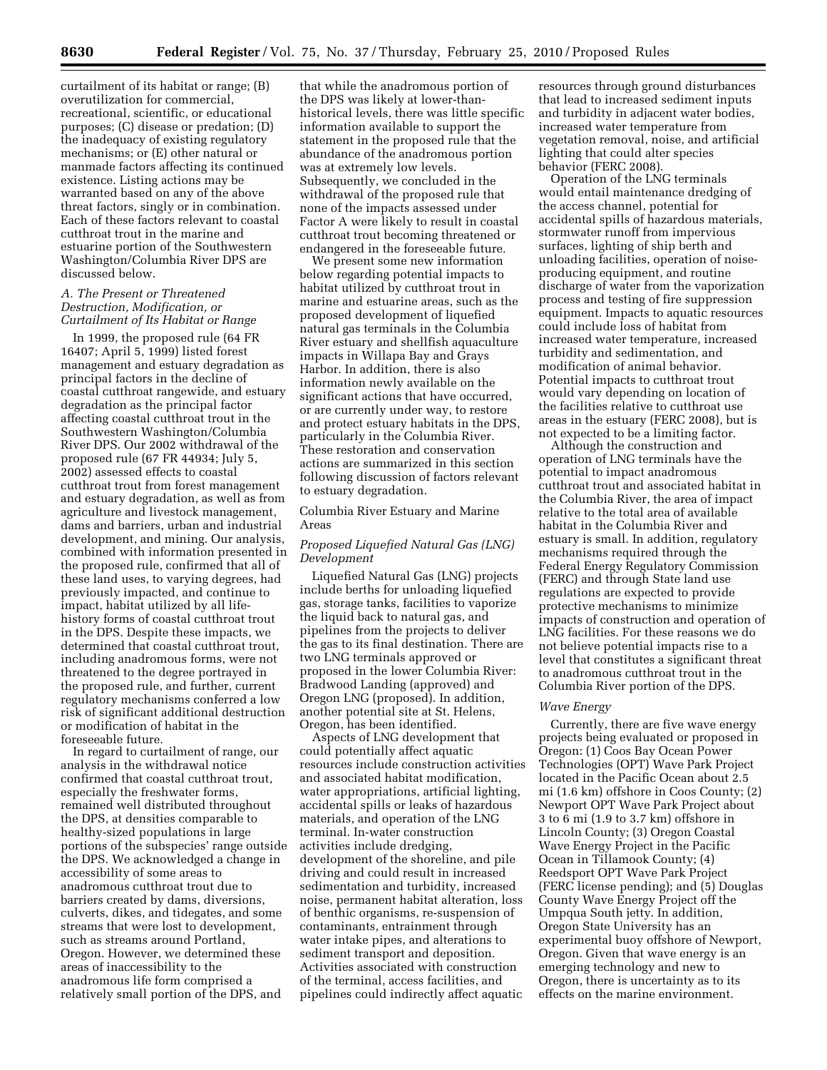curtailment of its habitat or range; (B) overutilization for commercial, recreational, scientific, or educational purposes; (C) disease or predation; (D) the inadequacy of existing regulatory mechanisms; or (E) other natural or manmade factors affecting its continued existence. Listing actions may be warranted based on any of the above threat factors, singly or in combination. Each of these factors relevant to coastal cutthroat trout in the marine and estuarine portion of the Southwestern Washington/Columbia River DPS are discussed below.

### *A. The Present or Threatened Destruction, Modification, or Curtailment of Its Habitat or Range*

In 1999, the proposed rule (64 FR 16407; April 5, 1999) listed forest management and estuary degradation as principal factors in the decline of coastal cutthroat rangewide, and estuary degradation as the principal factor affecting coastal cutthroat trout in the Southwestern Washington/Columbia River DPS. Our 2002 withdrawal of the proposed rule (67 FR 44934; July 5, 2002) assessed effects to coastal cutthroat trout from forest management and estuary degradation, as well as from agriculture and livestock management, dams and barriers, urban and industrial development, and mining. Our analysis, combined with information presented in the proposed rule, confirmed that all of these land uses, to varying degrees, had previously impacted, and continue to impact, habitat utilized by all life-history forms of coastal cutthroat trout in the DPS. Despite these impacts, we determined that coastal cutthroat trout, including anadromous forms, were not threatened to the degree portrayed in the proposed rule, and further, current regulatory mechanisms conferred a low risk of significant additional destruction or modification of habitat in the foreseeable future.

In regard to curtailment of range, our analysis in the withdrawal notice confirmed that coastal cutthroat trout, especially the freshwater forms, remained well distributed throughout the DPS, at densities comparable to healthy-sized populations in large portions of the subspecies' range outside the DPS. We acknowledged a change in accessibility of some areas to anadromous cutthroat trout due to barriers created by dams, diversions, culverts, dikes, and tidegates, and some streams that were lost to development, such as streams around Portland, Oregon. However, we determined these areas of inaccessibility to the anadromous life form comprised a relatively small portion of the DPS, and that while the anadromous portion of the DPS was likely at lower-than-historical levels, there was little specific information available to support the statement in the proposed rule that the abundance of the anadromous portion was at extremely low levels. Subsequently, we concluded in the withdrawal of the proposed rule that none of the impacts assessed under Factor A were likely to result in coastal cutthroat trout becoming threatened or endangered in the foreseeable future.

We present some new information below regarding potential impacts to habitat utilized by cutthroat trout in marine and estuarine areas, such as the proposed development of liquefied natural gas terminals in the Columbia River estuary and shellfish aquaculture impacts in Willapa Bay and Grays Harbor. In addition, there is also information newly available on the significant actions that have occurred, or are currently under way, to restore and protect estuary habitats in the DPS, particularly in the Columbia River. These restoration and conservation actions are summarized in this section following discussion of factors relevant to estuary degradation.

### Columbia River Estuary and Marine Areas

#### *Proposed Liquefied Natural Gas (LNG) Development*

Liquefied Natural Gas (LNG) projects include berths for unloading liquefied gas, storage tanks, facilities to vaporize the liquid back to natural gas, and pipelines from the projects to deliver the gas to its final destination. There are two LNG terminals approved or proposed in the lower Columbia River: Bradwood Landing (approved) and Oregon LNG (proposed). In addition, another potential site at St. Helens, Oregon, has been identified.

Aspects of LNG development that could potentially affect aquatic resources include construction activities and associated habitat modification, water appropriations, artificial lighting, accidental spills or leaks of hazardous materials, and operation of the LNG terminal. In-water construction activities include dredging, development of the shoreline, and pile driving and could result in increased sedimentation and turbidity, increased noise, permanent habitat alteration, loss of benthic organisms, re-suspension of contaminants, entrainment through water intake pipes, and alterations to sediment transport and deposition. Activities associated with construction of the terminal, access facilities, and pipelines could indirectly affect aquatic resources through ground disturbances that lead to increased sediment inputs and turbidity in adjacent water bodies, increased water temperature from vegetation removal, noise, and artificial lighting that could alter species behavior (FERC 2008).

Operation of the LNG terminals would entail maintenance dredging of the access channel, potential for accidental spills of hazardous materials, stormwater runoff from impervious surfaces, lighting of ship berth and unloading facilities, operation of noise-producing equipment, and routine discharge of water from the vaporization process and testing of fire suppression equipment. Impacts to aquatic resources could include loss of habitat from increased water temperature, increased turbidity and sedimentation, and modification of animal behavior. Potential impacts to cutthroat trout would vary depending on location of the facilities relative to cutthroat use areas in the estuary (FERC 2008), but is not expected to be a limiting factor.

Although the construction and operation of LNG terminals have the potential to impact anadromous cutthroat trout and associated habitat in the Columbia River, the area of impact relative to the total area of available habitat in the Columbia River and estuary is small. In addition, regulatory mechanisms required through the Federal Energy Regulatory Commission (FERC) and through State land use regulations are expected to provide protective mechanisms to minimize impacts of construction and operation of LNG facilities. For these reasons we do not believe potential impacts rise to a level that constitutes a significant threat to anadromous cutthroat trout in the Columbia River portion of the DPS.

#### *Wave Energy*

Currently, there are five wave energy projects being evaluated or proposed in Oregon: (1) Coos Bay Ocean Power Technologies (OPT) Wave Park Project located in the Pacific Ocean about 2.5 mi (1.6 km) offshore in Coos County; (2) Newport OPT Wave Park Project about 3 to 6 mi (1.9 to 3.7 km) offshore in Lincoln County; (3) Oregon Coastal Wave Energy Project in the Pacific Ocean in Tillamook County; (4) Reedsport OPT Wave Park Project (FERC license pending); and (5) Douglas County Wave Energy Project off the Umpqua South jetty. In addition, Oregon State University has an experimental buoy offshore of Newport, Oregon. Given that wave energy is an emerging technology and new to Oregon, there is uncertainty as to its effects on the marine environment.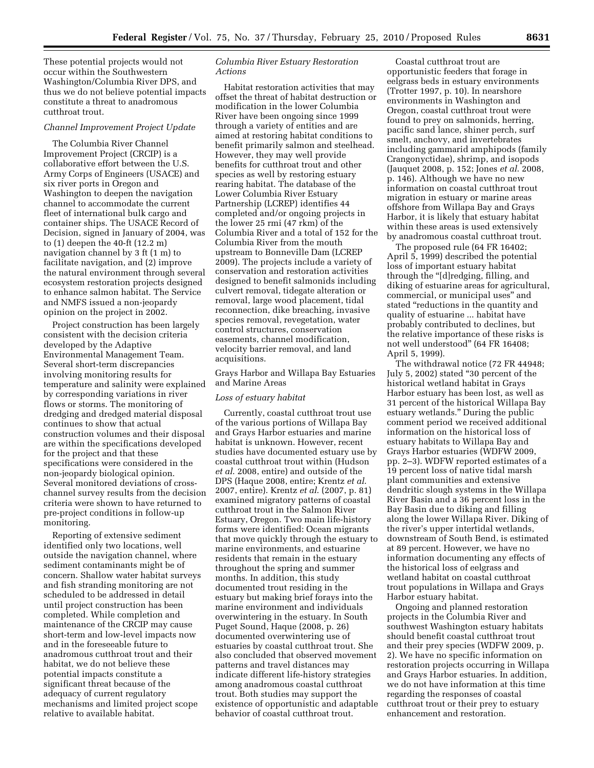These potential projects would not occur within the Southwestern Washington/Columbia River DPS, and thus we do not believe potential impacts constitute a threat to anadromous cutthroat trout.

*Channel Improvement Project Update*

The Columbia River Channel Improvement Project (CRCIP) is a collaborative effort between the U.S. Army Corps of Engineers (USACE) and six river ports in Oregon and Washington to deepen the navigation channel to accommodate the current fleet of international bulk cargo and container ships. The USACE Record of Decision, signed in January of 2004, was to (1) deepen the 40-ft (12.2 m) navigation channel by 3 ft (1 m) to facilitate navigation, and (2) improve the natural environment through several ecosystem restoration projects designed to enhance salmon habitat. The Service and NMFS issued a non-jeopardy opinion on the project in 2002.

Project construction has been largely consistent with the decision criteria developed by the Adaptive Environmental Management Team. Several short-term discrepancies involving monitoring results for temperature and salinity were explained by corresponding variations in river flows or storms. The monitoring of dredging and dredged material disposal continues to show that actual construction volumes and their disposal are within the specifications developed for the project and that these specifications were considered in the non-jeopardy biological opinion. Several monitored deviations of cross-channel survey results from the decision criteria were shown to have returned to pre-project conditions in follow-up monitoring.

Reporting of extensive sediment identified only two locations, well outside the navigation channel, where sediment contaminants might be of concern. Shallow water habitat surveys and fish stranding monitoring are not scheduled to be addressed in detail until project construction has been completed. While completion and maintenance of the CRCIP may cause short-term and low-level impacts now and in the foreseeable future to anadromous cutthroat trout and their habitat, we do not believe these potential impacts constitute a significant threat because of the adequacy of current regulatory mechanisms and limited project scope relative to available habitat.

*Columbia River Estuary Restoration Actions*

Habitat restoration activities that may offset the threat of habitat destruction or modification in the lower Columbia River have been ongoing since 1999 through a variety of entities and are aimed at restoring habitat conditions to benefit primarily salmon and steelhead. However, they may well provide benefits for cutthroat trout and other species as well by restoring estuary rearing habitat. The database of the Lower Columbia River Estuary Partnership (LCREP) identifies 44 completed and/or ongoing projects in the lower 25 rmi (47 rkm) of the Columbia River and a total of 152 for the Columbia River from the mouth upstream to Bonneville Dam (LCREP 2009). The projects include a variety of conservation and restoration activities designed to benefit salmonids including culvert removal, tidegate alteration or removal, large wood placement, tidal reconnection, dike breaching, invasive species removal, revegetation, water control structures, conservation easements, channel modification, velocity barrier removal, and land acquisitions.

Grays Harbor and Willapa Bay Estuaries and Marine Areas

*Loss of estuary habitat*

Currently, coastal cutthroat trout use of the various portions of Willapa Bay and Grays Harbor estuaries and marine habitat is unknown. However, recent studies have documented estuary use by coastal cutthroat trout within (Hudson *et al.* 2008, entire) and outside of the DPS (Haque 2008, entire; Krentz *et al.* 2007, entire). Krentz *et al.* (2007, p. 81) examined migratory patterns of coastal cutthroat trout in the Salmon River Estuary, Oregon. Two main life-history forms were identified: Ocean migrants that move quickly through the estuary to marine environments, and estuarine residents that remain in the estuary throughout the spring and summer months. In addition, this study documented trout residing in the estuary but making brief forays into the marine environment and individuals overwintering in the estuary. In South Puget Sound, Haque (2008, p. 26) documented overwintering use of estuaries by coastal cutthroat trout. She also concluded that observed movement patterns and travel distances may indicate different life-history strategies among anadromous coastal cutthroat trout. Both studies may support the existence of opportunistic and adaptable behavior of coastal cutthroat trout.

Coastal cutthroat trout are opportunistic feeders that forage in eelgrass beds in estuary environments (Trotter 1997, p. 10). In nearshore environments in Washington and Oregon, coastal cutthroat trout were found to prey on salmonids, herring, pacific sand lance, shiner perch, surf smelt, anchovy, and invertebrates including gammarid amphipods (family Crangonyctidae), shrimp, and isopods (Jauquet 2008, p. 152; Jones *et al.* 2008, p. 146). Although we have no new information on coastal cutthroat trout migration in estuary or marine areas offshore from Willapa Bay and Grays Harbor, it is likely that estuary habitat within these areas is used extensively by anadromous coastal cutthroat trout.

The proposed rule (64 FR 16402; April 5, 1999) described the potential loss of important estuary habitat through the "[d]redging, filling, and diking of estuarine areas for agricultural, commercial, or municipal uses" and stated "reductions in the quantity and quality of estuarine ... habitat have probably contributed to declines, but the relative importance of these risks is not well understood" (64 FR 16408; April 5, 1999).

The withdrawal notice (72 FR 44948; July 5, 2002) stated "30 percent of the historical wetland habitat in Grays Harbor estuary has been lost, as well as 31 percent of the historical Willapa Bay estuary wetlands." During the public comment period we received additional information on the historical loss of estuary habitats to Willapa Bay and Grays Harbor estuaries (WDFW 2009, pp. 2–3). WDFW reported estimates of a 19 percent loss of native tidal marsh plant communities and extensive dendritic slough systems in the Willapa River Basin and a 36 percent loss in the Bay Basin due to diking and filling along the lower Willapa River. Diking of the river's upper intertidal wetlands, downstream of South Bend, is estimated at 89 percent. However, we have no information documenting any effects of the historical loss of eelgrass and wetland habitat on coastal cutthroat trout populations in Willapa and Grays Harbor estuary habitat.

Ongoing and planned restoration projects in the Columbia River and southwest Washington estuary habitats should benefit coastal cutthroat trout and their prey species (WDFW 2009, p. 2). We have no specific information on restoration projects occurring in Willapa and Grays Harbor estuaries. In addition, we do not have information at this time regarding the responses of coastal cutthroat trout or their prey to estuary enhancement and restoration.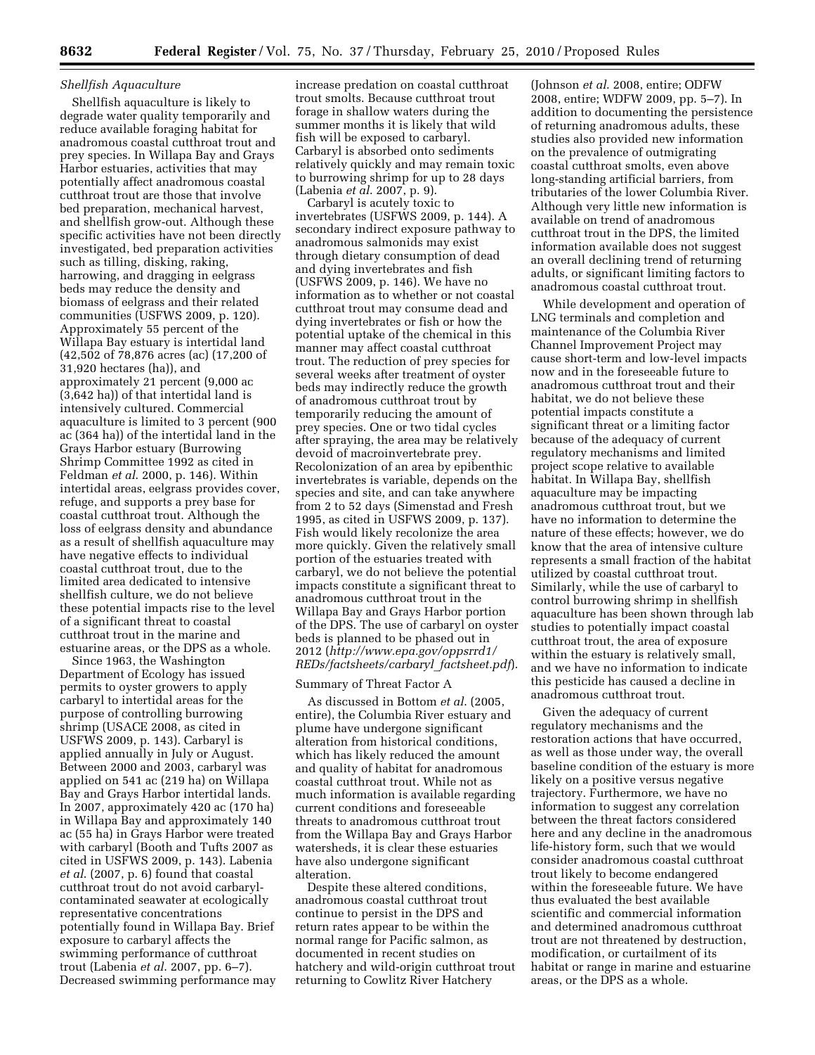*Shellfish Aquaculture*

Shellfish aquaculture is likely to degrade water quality temporarily and reduce available foraging habitat for anadromous coastal cutthroat trout and prey species. In Willapa Bay and Grays Harbor estuaries, activities that may potentially affect anadromous coastal cutthroat trout are those that involve bed preparation, mechanical harvest, and shellfish grow-out. Although these specific activities have not been directly investigated, bed preparation activities such as tilling, disking, raking, harrowing, and dragging in eelgrass beds may reduce the density and biomass of eelgrass and their related communities (USFWS 2009, p. 120). Approximately 55 percent of the Willapa Bay estuary is intertidal land (42,502 of 78,876 acres (ac) (17,200 of 31,920 hectares (ha)), and approximately 21 percent (9,000 ac (3,642 ha)) of that intertidal land is intensively cultured. Commercial aquaculture is limited to 3 percent (900 ac (364 ha)) of the intertidal land in the Grays Harbor estuary (Burrowing Shrimp Committee 1992 as cited in Feldman *et al.* 2000, p. 146). Within intertidal areas, eelgrass provides cover, refuge, and supports a prey base for coastal cutthroat trout. Although the loss of eelgrass density and abundance as a result of shellfish aquaculture may have negative effects to individual coastal cutthroat trout, due to the limited area dedicated to intensive shellfish culture, we do not believe these potential impacts rise to the level of a significant threat to coastal cutthroat trout in the marine and estuarine areas, or the DPS as a whole.

Since 1963, the Washington Department of Ecology has issued permits to oyster growers to apply carbaryl to intertidal areas for the purpose of controlling burrowing shrimp (USACE 2008, as cited in USFWS 2009, p. 143). Carbaryl is applied annually in July or August. Between 2000 and 2003, carbaryl was applied on 541 ac (219 ha) on Willapa Bay and Grays Harbor intertidal lands. In 2007, approximately 420 ac (170 ha) in Willapa Bay and approximately 140 ac (55 ha) in Grays Harbor were treated with carbaryl (Booth and Tufts 2007 as cited in USFWS 2009, p. 143). Labenia *et al.* (2007, p. 6) found that coastal cutthroat trout do not avoid carbaryl-contaminated seawater at ecologically representative concentrations potentially found in Willapa Bay. Brief exposure to carbaryl affects the swimming performance of cutthroat trout (Labenia *et al.* 2007, pp. 6–7). Decreased swimming performance may increase predation on coastal cutthroat trout smolts. Because cutthroat trout forage in shallow waters during the summer months it is likely that wild fish will be exposed to carbaryl. Carbaryl is absorbed onto sediments relatively quickly and may remain toxic to burrowing shrimp for up to 28 days (Labenia *et al.* 2007, p. 9).

Carbaryl is acutely toxic to invertebrates (USFWS 2009, p. 144). A secondary indirect exposure pathway to anadromous salmonids may exist through dietary consumption of dead and dying invertebrates and fish (USFWS 2009, p. 146). We have no information as to whether or not coastal cutthroat trout may consume dead and dying invertebrates or fish or how the potential uptake of the chemical in this manner may affect coastal cutthroat trout. The reduction of prey species for several weeks after treatment of oyster beds may indirectly reduce the growth of anadromous cutthroat trout by temporarily reducing the amount of prey species. One or two tidal cycles after spraying, the area may be relatively devoid of macroinvertebrate prey. Recolonization of an area by epibenthic invertebrates is variable, depends on the species and site, and can take anywhere from 2 to 52 days (Simenstad and Fresh 1995, as cited in USFWS 2009, p. 137). Fish would likely recolonize the area more quickly. Given the relatively small portion of the estuaries treated with carbaryl, we do not believe the potential impacts constitute a significant threat to anadromous cutthroat trout in the Willapa Bay and Grays Harbor portion of the DPS. The use of carbaryl on oyster beds is planned to be phased out in 2012 (*http://www.epa.gov/oppsrrd1/REDs/factsheets/carbaryl_factsheet.pdf*).

Summary of Threat Factor A

As discussed in Bottom *et al.* (2005, entire), the Columbia River estuary and plume have undergone significant alteration from historical conditions, which has likely reduced the amount and quality of habitat for anadromous coastal cutthroat trout. While not as much information is available regarding current conditions and foreseeable threats to anadromous cutthroat trout from the Willapa Bay and Grays Harbor watersheds, it is clear these estuaries have also undergone significant alteration.

Despite these altered conditions, anadromous coastal cutthroat trout continue to persist in the DPS and return rates appear to be within the normal range for Pacific salmon, as documented in recent studies on hatchery and wild-origin cutthroat trout returning to Cowlitz River Hatchery (Johnson *et al.* 2008, entire; ODFW 2008, entire; WDFW 2009, pp. 5–7). In addition to documenting the persistence of returning anadromous adults, these studies also provided new information on the prevalence of outmigrating coastal cutthroat smolts, even above long-standing artificial barriers, from tributaries of the lower Columbia River. Although very little new information is available on trend of anadromous cutthroat trout in the DPS, the limited information available does not suggest an overall declining trend of returning adults, or significant limiting factors to anadromous coastal cutthroat trout.

While development and operation of LNG terminals and completion and maintenance of the Columbia River Channel Improvement Project may cause short-term and low-level impacts now and in the foreseeable future to anadromous cutthroat trout and their habitat, we do not believe these potential impacts constitute a significant threat or a limiting factor because of the adequacy of current regulatory mechanisms and limited project scope relative to available habitat. In Willapa Bay, shellfish aquaculture may be impacting anadromous cutthroat trout, but we have no information to determine the nature of these effects; however, we do know that the area of intensive culture represents a small fraction of the habitat utilized by coastal cutthroat trout. Similarly, while the use of carbaryl to control burrowing shrimp in shellfish aquaculture has been shown through lab studies to potentially impact coastal cutthroat trout, the area of exposure within the estuary is relatively small, and we have no information to indicate this pesticide has caused a decline in anadromous cutthroat trout.

Given the adequacy of current regulatory mechanisms and the restoration actions that have occurred, as well as those under way, the overall baseline condition of the estuary is more likely on a positive versus negative trajectory. Furthermore, we have no information to suggest any correlation between the threat factors considered here and any decline in the anadromous life-history form, such that we would consider anadromous coastal cutthroat trout likely to become endangered within the foreseeable future. We have thus evaluated the best available scientific and commercial information and determined anadromous cutthroat trout are not threatened by destruction, modification, or curtailment of its habitat or range in marine and estuarine areas, or the DPS as a whole.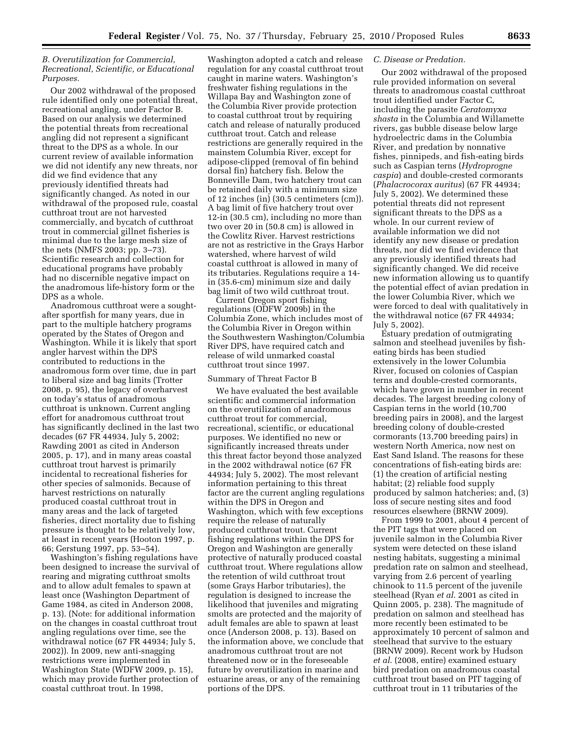### *B. Overutilization for Commercial, Recreational, Scientific, or Educational Purposes.*

Our 2002 withdrawal of the proposed rule identified only one potential threat, recreational angling, under Factor B. Based on our analysis we determined the potential threats from recreational angling did not represent a significant threat to the DPS as a whole. In our current review of available information we did not identify any new threats, nor did we find evidence that any previously identified threats had significantly changed. As noted in our withdrawal of the proposed rule, coastal cutthroat trout are not harvested commercially, and bycatch of cutthroat trout in commercial gillnet fisheries is minimal due to the large mesh size of the nets (NMFS 2003; pp. 3–73). Scientific research and collection for educational programs have probably had no discernible negative impact on the anadromous life-history form or the DPS as a whole.

Anadromous cutthroat were a sought-after sportfish for many years, due in part to the multiple hatchery programs operated by the States of Oregon and Washington. While it is likely that sport angler harvest within the DPS contributed to reductions in the anadromous form over time, due in part to liberal size and bag limits (Trotter 2008, p. 95), the legacy of overharvest on today's status of anadromous cutthroat is unknown. Current angling effort for anadromous cutthroat trout has significantly declined in the last two decades (67 FR 44934, July 5, 2002; Rawding 2001 as cited in Anderson 2005, p. 17), and in many areas coastal cutthroat trout harvest is primarily incidental to recreational fisheries for other species of salmonids. Because of harvest restrictions on naturally produced coastal cutthroat trout in many areas and the lack of targeted fisheries, direct mortality due to fishing pressure is thought to be relatively low, at least in recent years (Hooton 1997, p. 66; Gerstung 1997, pp. 53–54).

Washington's fishing regulations have been designed to increase the survival of rearing and migrating cutthroat smolts and to allow adult females to spawn at least once (Washington Department of Game 1984, as cited in Anderson 2008, p. 13). (Note: for additional information on the changes in coastal cutthroat trout angling regulations over time, see the withdrawal notice (67 FR 44934; July 5, 2002)). In 2009, new anti-snagging restrictions were implemented in Washington State (WDFW 2009, p. 15), which may provide further protection of coastal cutthroat trout. In 1998, Washington adopted a catch and release regulation for any coastal cutthroat trout caught in marine waters. Washington's freshwater fishing regulations in the Willapa Bay and Washington zone of the Columbia River provide protection to coastal cutthroat trout by requiring catch and release of naturally produced cutthroat trout. Catch and release restrictions are generally required in the mainstem Columbia River, except for adipose-clipped (removal of fin behind dorsal fin) hatchery fish. Below the Bonneville Dam, two hatchery trout can be retained daily with a minimum size of 12 inches (in) (30.5 centimeters (cm)). A bag limit of five hatchery trout over 12-in (30.5 cm), including no more than two over 20 in (50.8 cm) is allowed in the Cowlitz River. Harvest restrictions are not as restrictive in the Grays Harbor watershed, where harvest of wild coastal cutthroat is allowed in many of its tributaries. Regulations require a 14-in (35.6-cm) minimum size and daily bag limit of two wild cutthroat trout.

Current Oregon sport fishing regulations (ODFW 2009b) in the Columbia Zone, which includes most of the Columbia River in Oregon within the Southwestern Washington/Columbia River DPS, have required catch and release of wild unmarked coastal cutthroat trout since 1997.

Summary of Threat Factor B

We have evaluated the best available scientific and commercial information on the overutilization of anadromous cutthroat trout for commercial, recreational, scientific, or educational purposes. We identified no new or significantly increased threats under this threat factor beyond those analyzed in the 2002 withdrawal notice (67 FR 44934; July 5, 2002). The most relevant information pertaining to this threat factor are the current angling regulations within the DPS in Oregon and Washington, which with few exceptions require the release of naturally produced cutthroat trout. Current fishing regulations within the DPS for Oregon and Washington are generally protective of naturally produced coastal cutthroat trout. Where regulations allow the retention of wild cutthroat trout (some Grays Harbor tributaries), the regulation is designed to increase the likelihood that juveniles and migrating smolts are protected and the majority of adult females are able to spawn at least once (Anderson 2008, p. 13). Based on the information above, we conclude that anadromous cutthroat trout are not threatened now or in the foreseeable future by overutilization in marine and estuarine areas, or any of the remaining portions of the DPS.

### *C. Disease or Predation.*

Our 2002 withdrawal of the proposed rule provided information on several threats to anadromous coastal cutthroat trout identified under Factor C, including the parasite *Ceratomyxa shasta* in the Columbia and Willamette rivers, gas bubble disease below large hydroelectric dams in the Columbia River, and predation by nonnative fishes, pinnipeds, and fish-eating birds such as Caspian terns (*Hydroprogne caspia*) and double-crested cormorants (*Phalacrocorax auritus*) (67 FR 44934; July 5, 2002). We determined these potential threats did not represent significant threats to the DPS as a whole. In our current review of available information we did not identify any new disease or predation threats, nor did we find evidence that any previously identified threats had significantly changed. We did receive new information allowing us to quantify the potential effect of avian predation in the lower Columbia River, which we were forced to deal with qualitatively in the withdrawal notice (67 FR 44934; July 5, 2002).

Estuary predation of outmigrating salmon and steelhead juveniles by fish-eating birds has been studied extensively in the lower Columbia River, focused on colonies of Caspian terns and double-crested cormorants, which have grown in number in recent decades. The largest breeding colony of Caspian terns in the world (10,700 breeding pairs in 2008), and the largest breeding colony of double-crested cormorants (13,700 breeding pairs) in western North America, now nest on East Sand Island. The reasons for these concentrations of fish-eating birds are: (1) the creation of artificial nesting habitat; (2) reliable food supply produced by salmon hatcheries; and, (3) loss of secure nesting sites and food resources elsewhere (BRNW 2009).

From 1999 to 2001, about 4 percent of the PIT tags that were placed on juvenile salmon in the Columbia River system were detected on these island nesting habitats, suggesting a minimal predation rate on salmon and steelhead, varying from 2.6 percent of yearling chinook to 11.5 percent of the juvenile steelhead (Ryan *et al*. 2001 as cited in Quinn 2005, p. 238). The magnitude of predation on salmon and steelhead has more recently been estimated to be approximately 10 percent of salmon and steelhead that survive to the estuary (BRNW 2009). Recent work by Hudson *et al*. (2008, entire) examined estuary bird predation on anadromous coastal cutthroat trout based on PIT tagging of cutthroat trout in 11 tributaries of the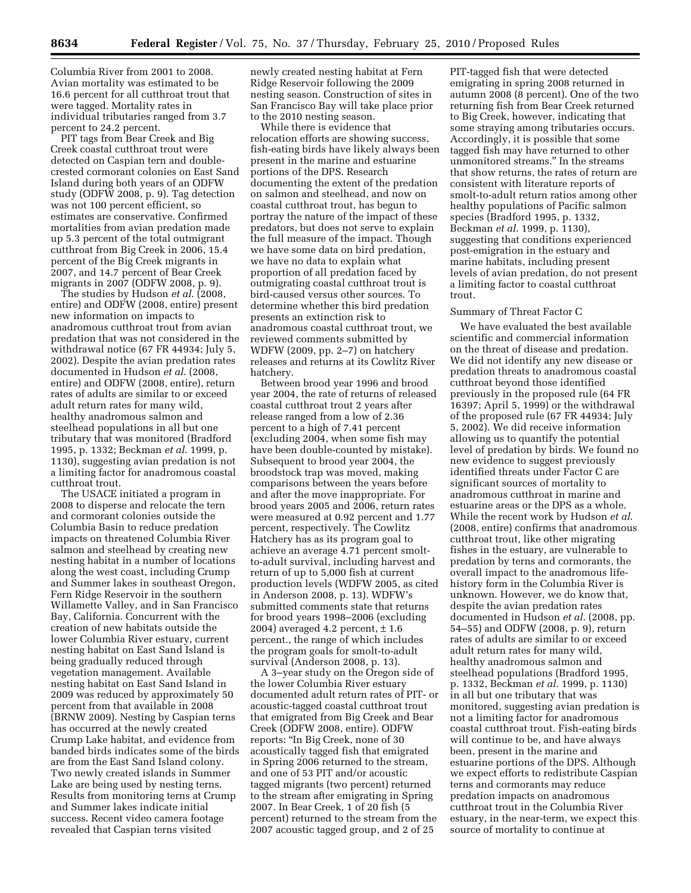Columbia River from 2001 to 2008. Avian mortality was estimated to be 16.6 percent for all cutthroat trout that were tagged. Mortality rates in individual tributaries ranged from 3.7 percent to 24.2 percent.

PIT tags from Bear Creek and Big Creek coastal cutthroat trout were detected on Caspian tern and double-crested cormorant colonies on East Sand Island during both years of an ODFW study (ODFW 2008, p. 9). Tag detection was not 100 percent efficient, so estimates are conservative. Confirmed mortalities from avian predation made up 5.3 percent of the total outmigrant cutthroat from Big Creek in 2006, 15.4 percent of the Big Creek migrants in 2007, and 14.7 percent of Bear Creek migrants in 2007 (ODFW 2008, p. 9).

The studies by Hudson *et al.* (2008, entire) and ODFW (2008, entire) present new information on impacts to anadromous cutthroat trout from avian predation that was not considered in the withdrawal notice (67 FR 44934; July 5, 2002). Despite the avian predation rates documented in Hudson *et al.* (2008, entire) and ODFW (2008, entire), return rates of adults are similar to or exceed adult return rates for many wild, healthy anadromous salmon and steelhead populations in all but one tributary that was monitored (Bradford 1995, p. 1332; Beckman *et al*. 1999, p. 1130), suggesting avian predation is not a limiting factor for anadromous coastal cutthroat trout.

The USACE initiated a program in 2008 to disperse and relocate the tern and cormorant colonies outside the Columbia Basin to reduce predation impacts on threatened Columbia River salmon and steelhead by creating new nesting habitat in a number of locations along the west coast, including Crump and Summer lakes in southeast Oregon, Fern Ridge Reservoir in the southern Willamette Valley, and in San Francisco Bay, California. Concurrent with the creation of new habitats outside the lower Columbia River estuary, current nesting habitat on East Sand Island is being gradually reduced through vegetation management. Available nesting habitat on East Sand Island in 2009 was reduced by approximately 50 percent from that available in 2008 (BRNW 2009). Nesting by Caspian terns has occurred at the newly created Crump Lake habitat, and evidence from banded birds indicates some of the birds are from the East Sand Island colony. Two newly created islands in Summer Lake are being used by nesting terns. Results from monitoring terns at Crump and Summer lakes indicate initial success. Recent video camera footage revealed that Caspian terns visited newly created nesting habitat at Fern Ridge Reservoir following the 2009 nesting season. Construction of sites in San Francisco Bay will take place prior to the 2010 nesting season.

While there is evidence that relocation efforts are showing success, fish-eating birds have likely always been present in the marine and estuarine portions of the DPS. Research documenting the extent of the predation on salmon and steelhead, and now on coastal cutthroat trout, has begun to portray the nature of the impact of these predators, but does not serve to explain the full measure of the impact. Though we have some data on bird predation, we have no data to explain what proportion of all predation faced by outmigrating coastal cutthroat trout is bird-caused versus other sources. To determine whether this bird predation presents an extinction risk to anadromous coastal cutthroat trout, we reviewed comments submitted by WDFW (2009, pp. 2–7) on hatchery releases and returns at its Cowlitz River hatchery.

Between brood year 1996 and brood year 2004, the rate of returns of released coastal cutthroat trout 2 years after release ranged from a low of 2.36 percent to a high of 7.41 percent (excluding 2004, when some fish may have been double-counted by mistake). Subsequent to brood year 2004, the broodstock trap was moved, making comparisons between the years before and after the move inappropriate. For brood years 2005 and 2006, return rates were measured at 0.92 percent and 1.77 percent, respectively. The Cowlitz Hatchery has as its program goal to achieve an average 4.71 percent smolt-to-adult survival, including harvest and return of up to 5,000 fish at current production levels (WDFW 2005, as cited in Anderson 2008, p. 13). WDFW's submitted comments state that returns for brood years 1998–2006 (excluding 2004) averaged 4.2 percent, ± 1.6 percent., the range of which includes the program goals for smolt-to-adult survival (Anderson 2008, p. 13).

A 3–year study on the Oregon side of the lower Columbia River estuary documented adult return rates of PIT- or acoustic-tagged coastal cutthroat trout that emigrated from Big Creek and Bear Creek (ODFW 2008, entire). ODFW reports: "In Big Creek, none of 30 acoustically tagged fish that emigrated in Spring 2006 returned to the stream, and one of 53 PIT and/or acoustic tagged migrants (two percent) returned to the stream after emigrating in Spring 2007. In Bear Creek, 1 of 20 fish (5 percent) returned to the stream from the 2007 acoustic tagged group, and 2 of 25 PIT-tagged fish that were detected emigrating in spring 2008 returned in autumn 2008 (8 percent). One of the two returning fish from Bear Creek returned to Big Creek, however, indicating that some straying among tributaries occurs. Accordingly, it is possible that some tagged fish may have returned to other unmonitored streams." In the streams that show returns, the rates of return are consistent with literature reports of smolt-to-adult return ratios among other healthy populations of Pacific salmon species (Bradford 1995, p. 1332, Beckman *et al*. 1999, p. 1130), suggesting that conditions experienced post-emigration in the estuary and marine habitats, including present levels of avian predation, do not present a limiting factor to coastal cutthroat trout.

Summary of Threat Factor C

We have evaluated the best available scientific and commercial information on the threat of disease and predation. We did not identify any new disease or predation threats to anadromous coastal cutthroat beyond those identified previously in the proposed rule (64 FR 16397; April 5, 1999) or the withdrawal of the proposed rule (67 FR 44934; July 5, 2002). We did receive information allowing us to quantify the potential level of predation by birds. We found no new evidence to suggest previously identified threats under Factor C are significant sources of mortality to anadromous cutthroat in marine and estuarine areas or the DPS as a whole. While the recent work by Hudson *et al*. (2008, entire) confirms that anadromous cutthroat trout, like other migrating fishes in the estuary, are vulnerable to predation by terns and cormorants, the overall impact to the anadromous life-history form in the Columbia River is unknown. However, we do know that, despite the avian predation rates documented in Hudson *et al*. (2008, pp. 54–55) and ODFW (2008, p. 9), return rates of adults are similar to or exceed adult return rates for many wild, healthy anadromous salmon and steelhead populations (Bradford 1995, p. 1332, Beckman *et al*. 1999, p. 1130) in all but one tributary that was monitored, suggesting avian predation is not a limiting factor for anadromous coastal cutthroat trout. Fish-eating birds will continue to be, and have always been, present in the marine and estuarine portions of the DPS. Although we expect efforts to redistribute Caspian terns and cormorants may reduce predation impacts on anadromous cutthroat trout in the Columbia River estuary, in the near-term, we expect this source of mortality to continue at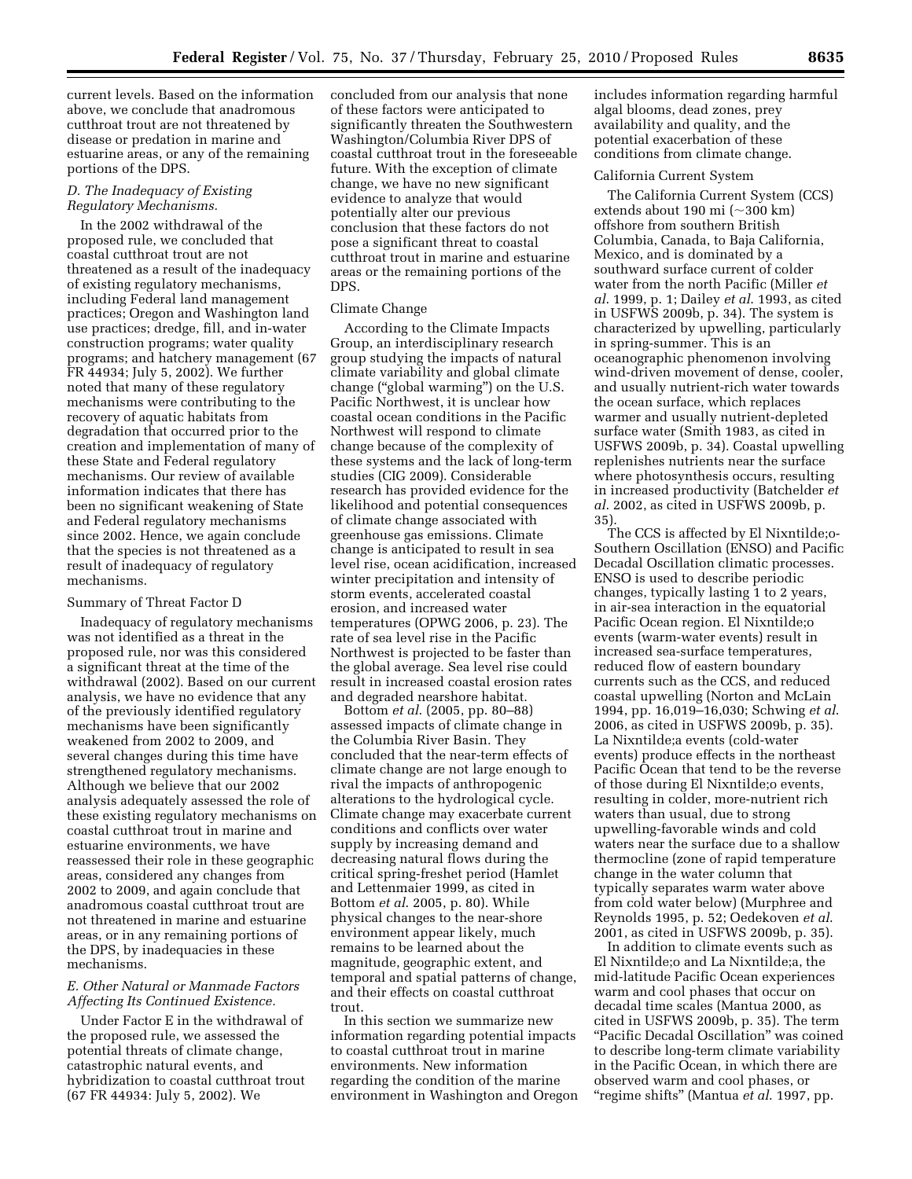current levels. Based on the information above, we conclude that anadromous cutthroat trout are not threatened by disease or predation in marine and estuarine areas, or any of the remaining portions of the DPS.

### *D. The Inadequacy of Existing Regulatory Mechanisms.*

In the 2002 withdrawal of the proposed rule, we concluded that coastal cutthroat trout are not threatened as a result of the inadequacy of existing regulatory mechanisms, including Federal land management practices; Oregon and Washington land use practices; dredge, fill, and in-water construction programs; water quality programs; and hatchery management (67 FR 44934; July 5, 2002). We further noted that many of these regulatory mechanisms were contributing to the recovery of aquatic habitats from degradation that occurred prior to the creation and implementation of many of these State and Federal regulatory mechanisms. Our review of available information indicates that there has been no significant weakening of State and Federal regulatory mechanisms since 2002. Hence, we again conclude that the species is not threatened as a result of inadequacy of regulatory mechanisms.

#### Summary of Threat Factor D

Inadequacy of regulatory mechanisms was not identified as a threat in the proposed rule, nor was this considered a significant threat at the time of the withdrawal (2002). Based on our current analysis, we have no evidence that any of the previously identified regulatory mechanisms have been significantly weakened from 2002 to 2009, and several changes during this time have strengthened regulatory mechanisms. Although we believe that our 2002 analysis adequately assessed the role of these existing regulatory mechanisms on coastal cutthroat trout in marine and estuarine environments, we have reassessed their role in these geographic areas, considered any changes from 2002 to 2009, and again conclude that anadromous coastal cutthroat trout are not threatened in marine and estuarine areas, or in any remaining portions of the DPS, by inadequacies in these mechanisms.

### *E. Other Natural or Manmade Factors Affecting Its Continued Existence.*

Under Factor E in the withdrawal of the proposed rule, we assessed the potential threats of climate change, catastrophic natural events, and hybridization to coastal cutthroat trout (67 FR 44934: July 5, 2002). We concluded from our analysis that none of these factors were anticipated to significantly threaten the Southwestern Washington/Columbia River DPS of coastal cutthroat trout in the foreseeable future. With the exception of climate change, we have no new significant evidence to analyze that would potentially alter our previous conclusion that these factors do not pose a significant threat to coastal cutthroat trout in marine and estuarine areas or the remaining portions of the DPS.

#### Climate Change

According to the Climate Impacts Group, an interdisciplinary research group studying the impacts of natural climate variability and global climate change ("global warming") on the U.S. Pacific Northwest, it is unclear how coastal ocean conditions in the Pacific Northwest will respond to climate change because of the complexity of these systems and the lack of long-term studies (CIG 2009). Considerable research has provided evidence for the likelihood and potential consequences of climate change associated with greenhouse gas emissions. Climate change is anticipated to result in sea level rise, ocean acidification, increased winter precipitation and intensity of storm events, accelerated coastal erosion, and increased water temperatures (OPWG 2006, p. 23). The rate of sea level rise in the Pacific Northwest is projected to be faster than the global average. Sea level rise could result in increased coastal erosion rates and degraded nearshore habitat.

Bottom *et al.* (2005, pp. 80–88) assessed impacts of climate change in the Columbia River Basin. They concluded that the near-term effects of climate change are not large enough to rival the impacts of anthropogenic alterations to the hydrological cycle. Climate change may exacerbate current conditions and conflicts over water supply by increasing demand and decreasing natural flows during the critical spring-freshet period (Hamlet and Lettenmaier 1999, as cited in Bottom *et al.* 2005, p. 80). While physical changes to the near-shore environment appear likely, much remains to be learned about the magnitude, geographic extent, and temporal and spatial patterns of change, and their effects on coastal cutthroat trout.

In this section we summarize new information regarding potential impacts to coastal cutthroat trout in marine environments. New information regarding the condition of the marine environment in Washington and Oregon includes information regarding harmful algal blooms, dead zones, prey availability and quality, and the potential exacerbation of these conditions from climate change.

#### California Current System

The California Current System (CCS) extends about 190 mi (~300 km) offshore from southern British Columbia, Canada, to Baja California, Mexico, and is dominated by a southward surface current of colder water from the north Pacific (Miller *et al.* 1999, p. 1; Dailey *et al.* 1993, as cited in USFWS 2009b, p. 34). The system is characterized by upwelling, particularly in spring-summer. This is an oceanographic phenomenon involving wind-driven movement of dense, cooler, and usually nutrient-rich water towards the ocean surface, which replaces warmer and usually nutrient-depleted surface water (Smith 1983, as cited in USFWS 2009b, p. 34). Coastal upwelling replenishes nutrients near the surface where photosynthesis occurs, resulting in increased productivity (Batchelder *et al.* 2002, as cited in USFWS 2009b, p. 35).

The CCS is affected by El Nixntilde;o-Southern Oscillation (ENSO) and Pacific Decadal Oscillation climatic processes. ENSO is used to describe periodic changes, typically lasting 1 to 2 years, in air-sea interaction in the equatorial Pacific Ocean region. El Nixntilde;o events (warm-water events) result in increased sea-surface temperatures, reduced flow of eastern boundary currents such as the CCS, and reduced coastal upwelling (Norton and McLain 1994, pp. 16,019–16,030; Schwing *et al.* 2006, as cited in USFWS 2009b, p. 35). La Nixntilde;a events (cold-water events) produce effects in the northeast Pacific Ocean that tend to be the reverse of those during El Nixntilde;o events, resulting in colder, more-nutrient rich waters than usual, due to strong upwelling-favorable winds and cold waters near the surface due to a shallow thermocline (zone of rapid temperature change in the water column that typically separates warm water above from cold water below) (Murphree and Reynolds 1995, p. 52; Oedekoven *et al.* 2001, as cited in USFWS 2009b, p. 35).

In addition to climate events such as El Nixntilde;o and La Nixntilde;a, the mid-latitude Pacific Ocean experiences warm and cool phases that occur on decadal time scales (Mantua 2000, as cited in USFWS 2009b, p. 35). The term "Pacific Decadal Oscillation" was coined to describe long-term climate variability in the Pacific Ocean, in which there are observed warm and cool phases, or "regime shifts" (Mantua *et al.* 1997, pp.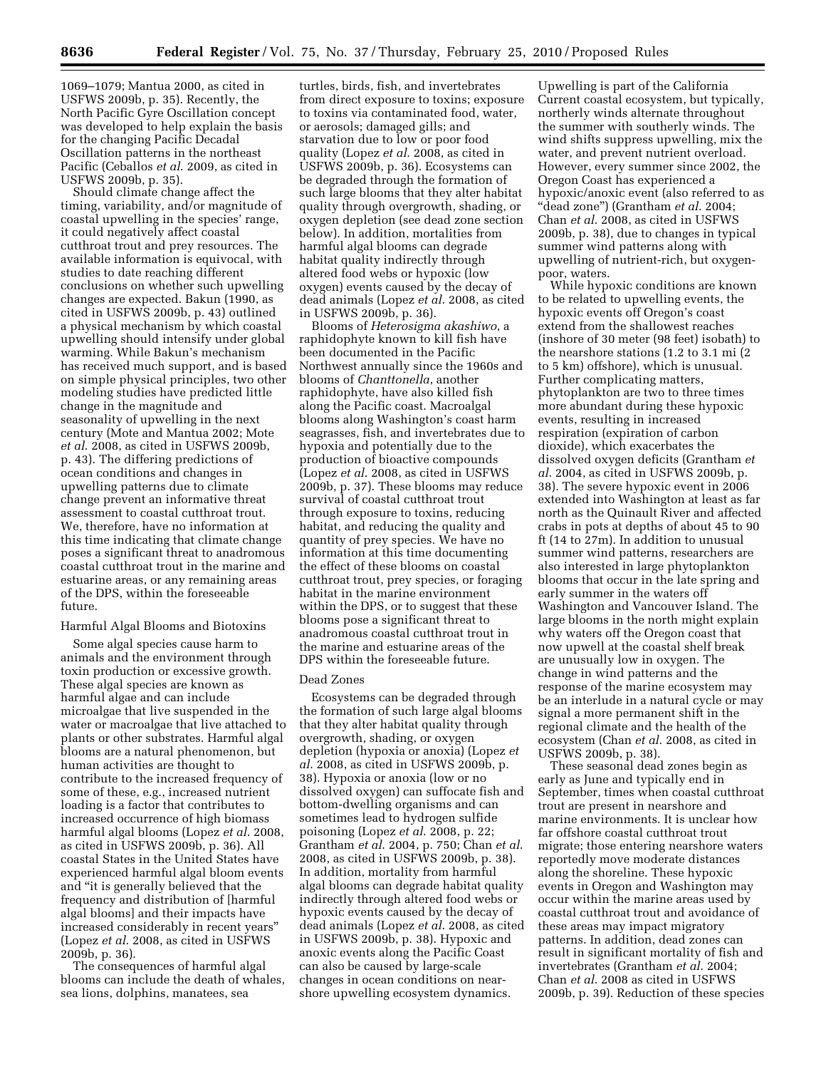1069–1079; Mantua 2000, as cited in USFWS 2009b, p. 35). Recently, the North Pacific Gyre Oscillation concept was developed to help explain the basis for the changing Pacific Decadal Oscillation patterns in the northeast Pacific (Ceballos *et al.* 2009, as cited in USFWS 2009b, p. 35).

Should climate change affect the timing, variability, and/or magnitude of coastal upwelling in the species' range, it could negatively affect coastal cutthroat trout and prey resources. The available information is equivocal, with studies to date reaching different conclusions on whether such upwelling changes are expected. Bakun (1990, as cited in USFWS 2009b, p. 43) outlined a physical mechanism by which coastal upwelling should intensify under global warming. While Bakun's mechanism has received much support, and is based on simple physical principles, two other modeling studies have predicted little change in the magnitude and seasonality of upwelling in the next century (Mote and Mantua 2002; Mote *et al.* 2008, as cited in USFWS 2009b, p. 43). The differing predictions of ocean conditions and changes in upwelling patterns due to climate change prevent an informative threat assessment to coastal cutthroat trout. We, therefore, have no information at this time indicating that climate change poses a significant threat to anadromous coastal cutthroat trout in the marine and estuarine areas, or any remaining areas of the DPS, within the foreseeable future.

Harmful Algal Blooms and Biotoxins

Some algal species cause harm to animals and the environment through toxin production or excessive growth. These algal species are known as harmful algae and can include microalgae that live suspended in the water or macroalgae that live attached to plants or other substrates. Harmful algal blooms are a natural phenomenon, but human activities are thought to contribute to the increased frequency of some of these, e.g., increased nutrient loading is a factor that contributes to increased occurrence of high biomass harmful algal blooms (Lopez *et al.* 2008, as cited in USFWS 2009b, p. 36). All coastal States in the United States have experienced harmful algal bloom events and "it is generally believed that the frequency and distribution of [harmful algal blooms] and their impacts have increased considerably in recent years" (Lopez *et al.* 2008, as cited in USFWS 2009b, p. 36).

The consequences of harmful algal blooms can include the death of whales, sea lions, dolphins, manatees, sea turtles, birds, fish, and invertebrates from direct exposure to toxins; exposure to toxins via contaminated food, water, or aerosols; damaged gills; and starvation due to low or poor food quality (Lopez *et al.* 2008, as cited in USFWS 2009b, p. 36). Ecosystems can be degraded through the formation of such large blooms that they alter habitat quality through overgrowth, shading, or oxygen depletion (see dead zone section below). In addition, mortalities from harmful algal blooms can degrade habitat quality indirectly through altered food webs or hypoxic (low oxygen) events caused by the decay of dead animals (Lopez *et al.* 2008, as cited in USFWS 2009b, p. 36).

Blooms of *Heterosigma akashiwo*, a raphidophyte known to kill fish have been documented in the Pacific Northwest annually since the 1960s and blooms of *Chanttonella*, another raphidophyte, have also killed fish along the Pacific coast. Macroalgal blooms along Washington's coast harm seagrasses, fish, and invertebrates due to hypoxia and potentially due to the production of bioactive compounds (Lopez *et al.* 2008, as cited in USFWS 2009b, p. 37). These blooms may reduce survival of coastal cutthroat trout through exposure to toxins, reducing habitat, and reducing the quality and quantity of prey species. We have no information at this time documenting the effect of these blooms on coastal cutthroat trout, prey species, or foraging habitat in the marine environment within the DPS, or to suggest that these blooms pose a significant threat to anadromous coastal cutthroat trout in the marine and estuarine areas of the DPS within the foreseeable future.

Dead Zones

Ecosystems can be degraded through the formation of such large algal blooms that they alter habitat quality through overgrowth, shading, or oxygen depletion (hypoxia or anoxia) (Lopez *et al.* 2008, as cited in USFWS 2009b, p. 38). Hypoxia or anoxia (low or no dissolved oxygen) can suffocate fish and bottom-dwelling organisms and can sometimes lead to hydrogen sulfide poisoning (Lopez *et al.* 2008, p. 22; Grantham *et al.* 2004, p. 750; Chan *et al.* 2008, as cited in USFWS 2009b, p. 38). In addition, mortality from harmful algal blooms can degrade habitat quality indirectly through altered food webs or hypoxic events caused by the decay of dead animals (Lopez *et al.* 2008, as cited in USFWS 2009b, p. 38). Hypoxic and anoxic events along the Pacific Coast can also be caused by large-scale changes in ocean conditions on near-shore upwelling ecosystem dynamics. Upwelling is part of the California Current coastal ecosystem, but typically, northerly winds alternate throughout the summer with southerly winds. The wind shifts suppress upwelling, mix the water, and prevent nutrient overload. However, every summer since 2002, the Oregon Coast has experienced a hypoxic/anoxic event (also referred to as "dead zone") (Grantham *et al.* 2004; Chan *et al.* 2008, as cited in USFWS 2009b, p. 38), due to changes in typical summer wind patterns along with upwelling of nutrient-rich, but oxygen-poor, waters.

While hypoxic conditions are known to be related to upwelling events, the hypoxic events off Oregon's coast extend from the shallowest reaches (inshore of 30 meter (98 feet) isobath) to the nearshore stations (1.2 to 3.1 mi (2 to 5 km) offshore), which is unusual. Further complicating matters, phytoplankton are two to three times more abundant during these hypoxic events, resulting in increased respiration (expiration of carbon dioxide), which exacerbates the dissolved oxygen deficits (Grantham *et al.* 2004, as cited in USFWS 2009b, p. 38). The severe hypoxic event in 2006 extended into Washington at least as far north as the Quinault River and affected crabs in pots at depths of about 45 to 90 ft (14 to 27m). In addition to unusual summer wind patterns, researchers are also interested in large phytoplankton blooms that occur in the late spring and early summer in the waters off Washington and Vancouver Island. The large blooms in the north might explain why waters off the Oregon coast that now upwell at the coastal shelf break are unusually low in oxygen. The change in wind patterns and the response of the marine ecosystem may be an interlude in a natural cycle or may signal a more permanent shift in the regional climate and the health of the ecosystem (Chan *et al.* 2008, as cited in USFWS 2009b, p. 38).

These seasonal dead zones begin as early as June and typically end in September, times when coastal cutthroat trout are present in nearshore and marine environments. It is unclear how far offshore coastal cutthroat trout migrate; those entering nearshore waters reportedly move moderate distances along the shoreline. These hypoxic events in Oregon and Washington may occur within the marine areas used by coastal cutthroat trout and avoidance of these areas may impact migratory patterns. In addition, dead zones can result in significant mortality of fish and invertebrates (Grantham *et al.* 2004; Chan *et al.* 2008 as cited in USFWS 2009b, p. 39). Reduction of these species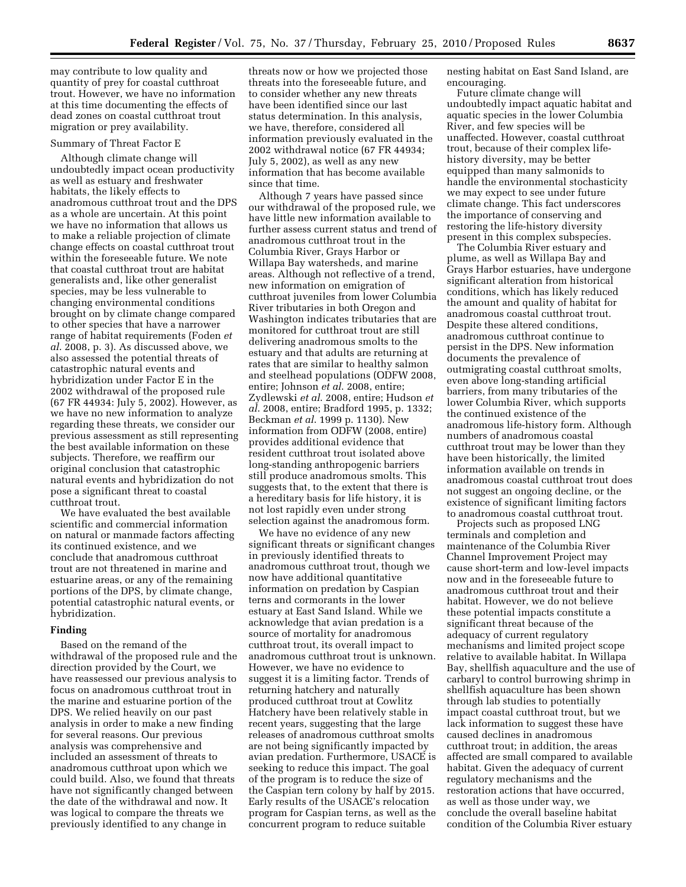may contribute to low quality and quantity of prey for coastal cutthroat trout. However, we have no information at this time documenting the effects of dead zones on coastal cutthroat trout migration or prey availability.

Summary of Threat Factor E

Although climate change will undoubtedly impact ocean productivity as well as estuary and freshwater habitats, the likely effects to anadromous cutthroat trout and the DPS as a whole are uncertain. At this point we have no information that allows us to make a reliable projection of climate change effects on coastal cutthroat trout within the foreseeable future. We note that coastal cutthroat trout are habitat generalists and, like other generalist species, may be less vulnerable to changing environmental conditions brought on by climate change compared to other species that have a narrower range of habitat requirements (Foden *et al.* 2008, p. 3). As discussed above, we also assessed the potential threats of catastrophic natural events and hybridization under Factor E in the 2002 withdrawal of the proposed rule (67 FR 44934: July 5, 2002). However, as we have no new information to analyze regarding these threats, we consider our previous assessment as still representing the best available information on these subjects. Therefore, we reaffirm our original conclusion that catastrophic natural events and hybridization do not pose a significant threat to coastal cutthroat trout.

We have evaluated the best available scientific and commercial information on natural or manmade factors affecting its continued existence, and we conclude that anadromous cutthroat trout are not threatened in marine and estuarine areas, or any of the remaining portions of the DPS, by climate change, potential catastrophic natural events, or hybridization.

## Finding

Based on the remand of the withdrawal of the proposed rule and the direction provided by the Court, we have reassessed our previous analysis to focus on anadromous cutthroat trout in the marine and estuarine portion of the DPS. We relied heavily on our past analysis in order to make a new finding for several reasons. Our previous analysis was comprehensive and included an assessment of threats to anadromous cutthroat upon which we could build. Also, we found that threats have not significantly changed between the date of the withdrawal and now. It was logical to compare the threats we previously identified to any change in threats now or how we projected those threats into the foreseeable future, and to consider whether any new threats have been identified since our last status determination. In this analysis, we have, therefore, considered all information previously evaluated in the 2002 withdrawal notice (67 FR 44934; July 5, 2002), as well as any new information that has become available since that time.

Although 7 years have passed since our withdrawal of the proposed rule, we have little new information available to further assess current status and trend of anadromous cutthroat trout in the Columbia River, Grays Harbor or Willapa Bay watersheds, and marine areas. Although not reflective of a trend, new information on emigration of cutthroat juveniles from lower Columbia River tributaries in both Oregon and Washington indicates tributaries that are monitored for cutthroat trout are still delivering anadromous smolts to the estuary and that adults are returning at rates that are similar to healthy salmon and steelhead populations (ODFW 2008, entire; Johnson *et al.* 2008, entire; Zydlewski *et al.* 2008, entire; Hudson *et al.* 2008, entire; Bradford 1995, p. 1332; Beckman *et al.* 1999 p. 1130). New information from ODFW (2008, entire) provides additional evidence that resident cutthroat trout isolated above long-standing anthropogenic barriers still produce anadromous smolts. This suggests that, to the extent that there is a hereditary basis for life history, it is not lost rapidly even under strong selection against the anadromous form.

We have no evidence of any new significant threats or significant changes in previously identified threats to anadromous cutthroat trout, though we now have additional quantitative information on predation by Caspian terns and cormorants in the lower estuary at East Sand Island. While we acknowledge that avian predation is a source of mortality for anadromous cutthroat trout, its overall impact to anadromous cutthroat trout is unknown. However, we have no evidence to suggest it is a limiting factor. Trends of returning hatchery and naturally produced cutthroat trout at Cowlitz Hatchery have been relatively stable in recent years, suggesting that the large releases of anadromous cutthroat smolts are not being significantly impacted by avian predation. Furthermore, USACE is seeking to reduce this impact. The goal of the program is to reduce the size of the Caspian tern colony by half by 2015. Early results of the USACE's relocation program for Caspian terns, as well as the concurrent program to reduce suitable nesting habitat on East Sand Island, are encouraging.

Future climate change will undoubtedly impact aquatic habitat and aquatic species in the lower Columbia River, and few species will be unaffected. However, coastal cutthroat trout, because of their complex life-history diversity, may be better equipped than many salmonids to handle the environmental stochasticity we may expect to see under future climate change. This fact underscores the importance of conserving and restoring the life-history diversity present in this complex subspecies.

The Columbia River estuary and plume, as well as Willapa Bay and Grays Harbor estuaries, have undergone significant alteration from historical conditions, which has likely reduced the amount and quality of habitat for anadromous coastal cutthroat trout. Despite these altered conditions, anadromous cutthroat continue to persist in the DPS. New information documents the prevalence of outmigrating coastal cutthroat smolts, even above long-standing artificial barriers, from many tributaries of the lower Columbia River, which supports the continued existence of the anadromous life-history form. Although numbers of anadromous coastal cutthroat trout may be lower than they have been historically, the limited information available on trends in anadromous coastal cutthroat trout does not suggest an ongoing decline, or the existence of significant limiting factors to anadromous coastal cutthroat trout.

Projects such as proposed LNG terminals and completion and maintenance of the Columbia River Channel Improvement Project may cause short-term and low-level impacts now and in the foreseeable future to anadromous cutthroat trout and their habitat. However, we do not believe these potential impacts constitute a significant threat because of the adequacy of current regulatory mechanisms and limited project scope relative to available habitat. In Willapa Bay, shellfish aquaculture and the use of carbaryl to control burrowing shrimp in shellfish aquaculture has been shown through lab studies to potentially impact coastal cutthroat trout, but we lack information to suggest these have caused declines in anadromous cutthroat trout; in addition, the areas affected are small compared to available habitat. Given the adequacy of current regulatory mechanisms and the restoration actions that have occurred, as well as those under way, we conclude the overall baseline habitat condition of the Columbia River estuary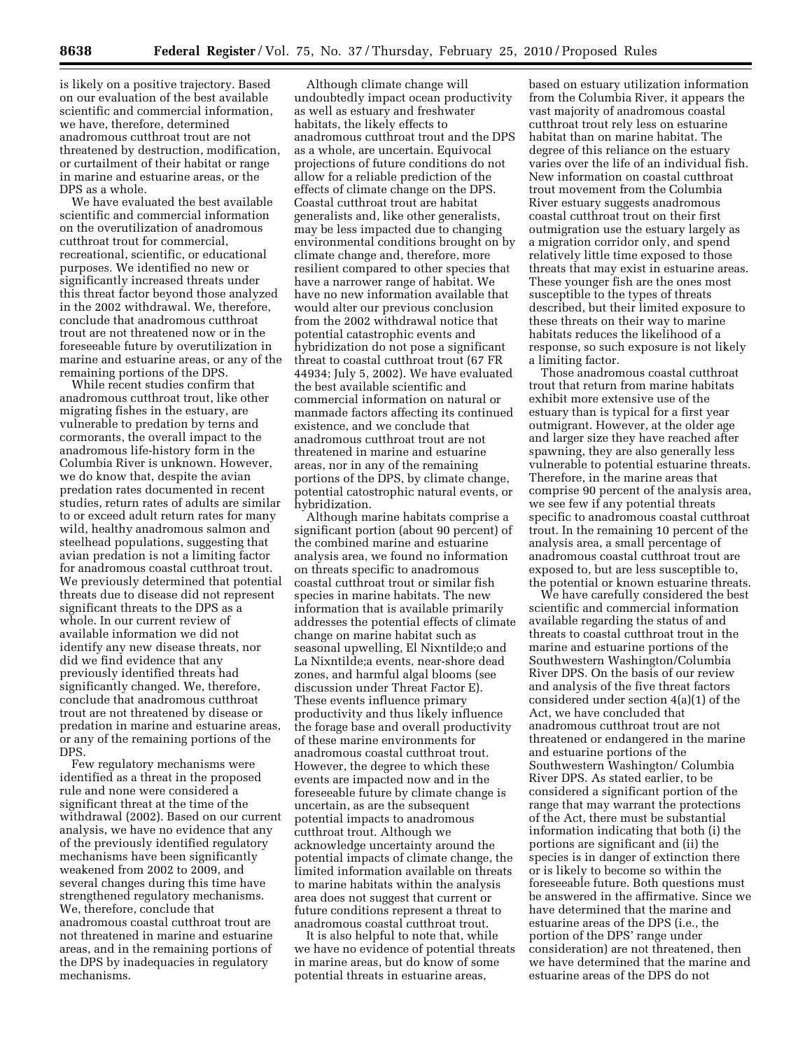is likely on a positive trajectory. Based on our evaluation of the best available scientific and commercial information, we have, therefore, determined anadromous cutthroat trout are not threatened by destruction, modification, or curtailment of their habitat or range in marine and estuarine areas, or the DPS as a whole.

We have evaluated the best available scientific and commercial information on the overutilization of anadromous cutthroat trout for commercial, recreational, scientific, or educational purposes. We identified no new or significantly increased threats under this threat factor beyond those analyzed in the 2002 withdrawal. We, therefore, conclude that anadromous cutthroat trout are not threatened now or in the foreseeable future by overutilization in marine and estuarine areas, or any of the remaining portions of the DPS.

While recent studies confirm that anadromous cutthroat trout, like other migrating fishes in the estuary, are vulnerable to predation by terns and cormorants, the overall impact to the anadromous life-history form in the Columbia River is unknown. However, we do know that, despite the avian predation rates documented in recent studies, return rates of adults are similar to or exceed adult return rates for many wild, healthy anadromous salmon and steelhead populations, suggesting that avian predation is not a limiting factor for anadromous coastal cutthroat trout. We previously determined that potential threats due to disease did not represent significant threats to the DPS as a whole. In our current review of available information we did not identify any new disease threats, nor did we find evidence that any previously identified threats had significantly changed. We, therefore, conclude that anadromous cutthroat trout are not threatened by disease or predation in marine and estuarine areas, or any of the remaining portions of the DPS.

Few regulatory mechanisms were identified as a threat in the proposed rule and none were considered a significant threat at the time of the withdrawal (2002). Based on our current analysis, we have no evidence that any of the previously identified regulatory mechanisms have been significantly weakened from 2002 to 2009, and several changes during this time have strengthened regulatory mechanisms. We, therefore, conclude that anadromous coastal cutthroat trout are not threatened in marine and estuarine areas, and in the remaining portions of the DPS by inadequacies in regulatory mechanisms.

Although climate change will undoubtedly impact ocean productivity as well as estuary and freshwater habitats, the likely effects to anadromous cutthroat trout and the DPS as a whole, are uncertain. Equivocal projections of future conditions do not allow for a reliable prediction of the effects of climate change on the DPS. Coastal cutthroat trout are habitat generalists and, like other generalists, may be less impacted due to changing environmental conditions brought on by climate change and, therefore, more resilient compared to other species that have a narrower range of habitat. We have no new information available that would alter our previous conclusion from the 2002 withdrawal notice that potential catastrophic events and hybridization do not pose a significant threat to coastal cutthroat trout (67 FR 44934; July 5, 2002). We have evaluated the best available scientific and commercial information on natural or manmade factors affecting its continued existence, and we conclude that anadromous cutthroat trout are not threatened in marine and estuarine areas, nor in any of the remaining portions of the DPS, by climate change, potential catastrophic natural events, or hybridization.

Although marine habitats comprise a significant portion (about 90 percent) of the combined marine and estuarine analysis area, we found no information on threats specific to anadromous coastal cutthroat trout or similar fish species in marine habitats. The new information that is available primarily addresses the potential effects of climate change on marine habitat such as seasonal upwelling, El Nixntilde;o and La Nixntilde;a events, near-shore dead zones, and harmful algal blooms (see discussion under Threat Factor E). These events influence primary productivity and thus likely influence the forage base and overall productivity of these marine environments for anadromous coastal cutthroat trout. However, the degree to which these events are impacted now and in the foreseeable future by climate change is uncertain, as are the subsequent potential impacts to anadromous cutthroat trout. Although we acknowledge uncertainty around the potential impacts of climate change, the limited information available on threats to marine habitats within the analysis area does not suggest that current or future conditions represent a threat to anadromous coastal cutthroat trout.

It is also helpful to note that, while we have no evidence of potential threats in marine areas, but do know of some potential threats in estuarine areas, based on estuary utilization information from the Columbia River, it appears the vast majority of anadromous coastal cutthroat trout rely less on estuarine habitat than on marine habitat. The degree of this reliance on the estuary varies over the life of an individual fish. New information on coastal cutthroat trout movement from the Columbia River estuary suggests anadromous coastal cutthroat trout on their first outmigration use the estuary largely as a migration corridor only, and spend relatively little time exposed to those threats that may exist in estuarine areas. These younger fish are the ones most susceptible to the types of threats described, but their limited exposure to these threats on their way to marine habitats reduces the likelihood of a response, so such exposure is not likely a limiting factor.

Those anadromous coastal cutthroat trout that return from marine habitats exhibit more extensive use of the estuary than is typical for a first year outmigrant. However, at the older age and larger size they have reached after spawning, they are also generally less vulnerable to potential estuarine threats. Therefore, in the marine areas that comprise 90 percent of the analysis area, we see few if any potential threats specific to anadromous coastal cutthroat trout. In the remaining 10 percent of the analysis area, a small percentage of anadromous coastal cutthroat trout are exposed to, but are less susceptible to, the potential or known estuarine threats.

We have carefully considered the best scientific and commercial information available regarding the status of and threats to coastal cutthroat trout in the marine and estuarine portions of the Southwestern Washington/Columbia River DPS. On the basis of our review and analysis of the five threat factors considered under section 4(a)(1) of the Act, we have concluded that anadromous cutthroat trout are not threatened or endangered in the marine and estuarine portions of the Southwestern Washington/ Columbia River DPS. As stated earlier, to be considered a significant portion of the range that may warrant the protections of the Act, there must be substantial information indicating that both (i) the portions are significant and (ii) the species is in danger of extinction there or is likely to become so within the foreseeable future. Both questions must be answered in the affirmative. Since we have determined that the marine and estuarine areas of the DPS (i.e., the portion of the DPS' range under consideration) are not threatened, then we have determined that the marine and estuarine areas of the DPS do not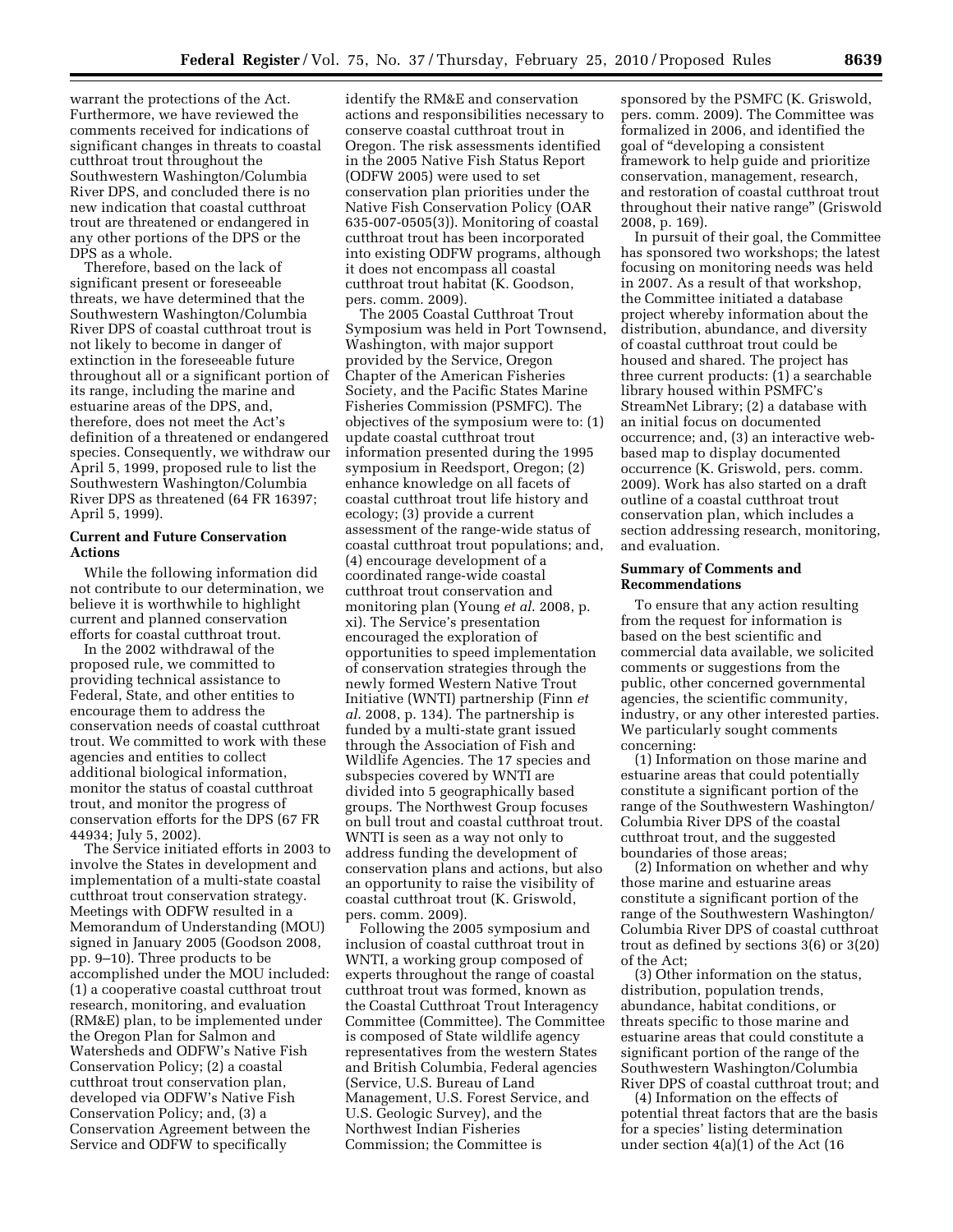warrant the protections of the Act. Furthermore, we have reviewed the comments received for indications of significant changes in threats to coastal cutthroat trout throughout the Southwestern Washington/Columbia River DPS, and concluded there is no new indication that coastal cutthroat trout are threatened or endangered in any other portions of the DPS or the DPS as a whole.

Therefore, based on the lack of significant present or foreseeable threats, we have determined that the Southwestern Washington/Columbia River DPS of coastal cutthroat trout is not likely to become in danger of extinction in the foreseeable future throughout all or a significant portion of its range, including the marine and estuarine areas of the DPS, and, therefore, does not meet the Act's definition of a threatened or endangered species. Consequently, we withdraw our April 5, 1999, proposed rule to list the Southwestern Washington/Columbia River DPS as threatened (64 FR 16397; April 5, 1999).

## Current and Future Conservation Actions

While the following information did not contribute to our determination, we believe it is worthwhile to highlight current and planned conservation efforts for coastal cutthroat trout.

In the 2002 withdrawal of the proposed rule, we committed to providing technical assistance to Federal, State, and other entities to encourage them to address the conservation needs of coastal cutthroat trout. We committed to work with these agencies and entities to collect additional biological information, monitor the status of coastal cutthroat trout, and monitor the progress of conservation efforts for the DPS (67 FR 44934; July 5, 2002).

The Service initiated efforts in 2003 to involve the States in development and implementation of a multi-state coastal cutthroat trout conservation strategy. Meetings with ODFW resulted in a Memorandum of Understanding (MOU) signed in January 2005 (Goodson 2008, pp. 9–10). Three products to be accomplished under the MOU included: (1) a cooperative coastal cutthroat trout research, monitoring, and evaluation (RM&E) plan, to be implemented under the Oregon Plan for Salmon and Watersheds and ODFW's Native Fish Conservation Policy; (2) a coastal cutthroat trout conservation plan, developed via ODFW's Native Fish Conservation Policy; and, (3) a Conservation Agreement between the Service and ODFW to specifically identify the RM&E and conservation actions and responsibilities necessary to conserve coastal cutthroat trout in Oregon. The risk assessments identified in the 2005 Native Fish Status Report (ODFW 2005) were used to set conservation plan priorities under the Native Fish Conservation Policy (OAR 635-007-0505(3)). Monitoring of coastal cutthroat trout has been incorporated into existing ODFW programs, although it does not encompass all coastal cutthroat trout habitat (K. Goodson, pers. comm. 2009).

The 2005 Coastal Cutthroat Trout Symposium was held in Port Townsend, Washington, with major support provided by the Service, Oregon Chapter of the American Fisheries Society, and the Pacific States Marine Fisheries Commission (PSMFC). The objectives of the symposium were to: (1) update coastal cutthroat trout information presented during the 1995 symposium in Reedsport, Oregon; (2) enhance knowledge on all facets of coastal cutthroat trout life history and ecology; (3) provide a current assessment of the range-wide status of coastal cutthroat trout populations; and, (4) encourage development of a coordinated range-wide coastal cutthroat trout conservation and monitoring plan (Young *et al.* 2008, p. xi). The Service's presentation encouraged the exploration of opportunities to speed implementation of conservation strategies through the newly formed Western Native Trout Initiative (WNTI) partnership (Finn *et al.* 2008, p. 134). The partnership is funded by a multi-state grant issued through the Association of Fish and Wildlife Agencies. The 17 species and subspecies covered by WNTI are divided into 5 geographically based groups. The Northwest Group focuses on bull trout and coastal cutthroat trout. WNTI is seen as a way not only to address funding the development of conservation plans and actions, but also an opportunity to raise the visibility of coastal cutthroat trout (K. Griswold, pers. comm. 2009).

Following the 2005 symposium and inclusion of coastal cutthroat trout in WNTI, a working group composed of experts throughout the range of coastal cutthroat trout was formed, known as the Coastal Cutthroat Trout Interagency Committee (Committee). The Committee is composed of State wildlife agency representatives from the western States and British Columbia, Federal agencies (Service, U.S. Bureau of Land Management, U.S. Forest Service, and U.S. Geologic Survey), and the Northwest Indian Fisheries Commission; the Committee is sponsored by the PSMFC (K. Griswold, pers. comm. 2009). The Committee was formalized in 2006, and identified the goal of "developing a consistent framework to help guide and prioritize conservation, management, research, and restoration of coastal cutthroat trout throughout their native range" (Griswold 2008, p. 169).

In pursuit of their goal, the Committee has sponsored two workshops; the latest focusing on monitoring needs was held in 2007. As a result of that workshop, the Committee initiated a database project whereby information about the distribution, abundance, and diversity of coastal cutthroat trout could be housed and shared. The project has three current products: (1) a searchable library housed within PSMFC's StreamNet Library; (2) a database with an initial focus on documented occurrence; and, (3) an interactive web-based map to display documented occurrence (K. Griswold, pers. comm. 2009). Work has also started on a draft outline of a coastal cutthroat trout conservation plan, which includes a section addressing research, monitoring, and evaluation.

## Summary of Comments and Recommendations

To ensure that any action resulting from the request for information is based on the best scientific and commercial data available, we solicited comments or suggestions from the public, other concerned governmental agencies, the scientific community, industry, or any other interested parties. We particularly sought comments concerning:

(1) Information on those marine and estuarine areas that could potentially constitute a significant portion of the range of the Southwestern Washington/Columbia River DPS of the coastal cutthroat trout, and the suggested boundaries of those areas;

(2) Information on whether and why those marine and estuarine areas constitute a significant portion of the range of the Southwestern Washington/Columbia River DPS of coastal cutthroat trout as defined by sections 3(6) or 3(20) of the Act;

(3) Other information on the status, distribution, population trends, abundance, habitat conditions, or threats specific to those marine and estuarine areas that could constitute a significant portion of the range of the Southwestern Washington/Columbia River DPS of coastal cutthroat trout; and

(4) Information on the effects of potential threat factors that are the basis for a species' listing determination under section 4(a)(1) of the Act (16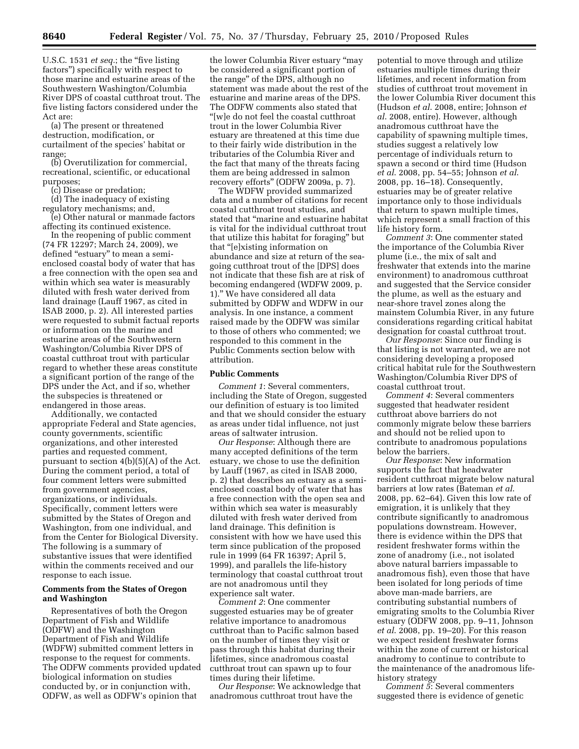U.S.C. 1531 *et seq.*; the "five listing factors") specifically with respect to those marine and estuarine areas of the Southwestern Washington/Columbia River DPS of coastal cutthroat trout. The five listing factors considered under the Act are:

(a) The present or threatened destruction, modification, or curtailment of the species' habitat or range;

(b) Overutilization for commercial, recreational, scientific, or educational purposes;

(c) Disease or predation;

(d) The inadequacy of existing regulatory mechanisms; and,

(e) Other natural or manmade factors affecting its continued existence.

In the reopening of public comment (74 FR 12297; March 24, 2009), we defined "estuary" to mean a semi-enclosed coastal body of water that has a free connection with the open sea and within which sea water is measurably diluted with fresh water derived from land drainage (Lauff 1967, as cited in ISAB 2000, p. 2). All interested parties were requested to submit factual reports or information on the marine and estuarine areas of the Southwestern Washington/Columbia River DPS of coastal cutthroat trout with particular regard to whether these areas constitute a significant portion of the range of the DPS under the Act, and if so, whether the subspecies is threatened or endangered in those areas.

Additionally, we contacted appropriate Federal and State agencies, county governments, scientific organizations, and other interested parties and requested comment, pursuant to section 4(b)(5)(A) of the Act. During the comment period, a total of four comment letters were submitted from government agencies, organizations, or individuals. Specifically, comment letters were submitted by the States of Oregon and Washington, from one individual, and from the Center for Biological Diversity. The following is a summary of substantive issues that were identified within the comments received and our response to each issue.

**Comments from the States of Oregon and Washington**

Representatives of both the Oregon Department of Fish and Wildlife (ODFW) and the Washington Department of Fish and Wildlife (WDFW) submitted comment letters in response to the request for comments. The ODFW comments provided updated biological information on studies conducted by, or in conjunction with, ODFW, as well as ODFW's opinion that the lower Columbia River estuary "may be considered a significant portion of the range" of the DPS, although no statement was made about the rest of the estuarine and marine areas of the DPS. The ODFW comments also stated that "[w]e do not feel the coastal cutthroat trout in the lower Columbia River estuary are threatened at this time due to their fairly wide distribution in the tributaries of the Columbia River and the fact that many of the threats facing them are being addressed in salmon recovery efforts" (ODFW 2009a, p. 7).

The WDFW provided summarized data and a number of citations for recent coastal cutthroat trout studies, and stated that "marine and estuarine habitat is vital for the individual cutthroat trout that utilize this habitat for foraging" but that "[e]xisting information on abundance and size at return of the sea-going cutthroat trout of the [DPS] does not indicate that these fish are at risk of becoming endangered (WDFW 2009, p. 1)." We have considered all data submitted by ODFW and WDFW in our analysis. In one instance, a comment raised made by the ODFW was similar to those of others who commented; we responded to this comment in the Public Comments section below with attribution.

**Public Comments**

*Comment 1*: Several commenters, including the State of Oregon, suggested our definition of estuary is too limited and that we should consider the estuary as areas under tidal influence, not just areas of saltwater intrusion.

*Our Response*: Although there are many accepted definitions of the term estuary, we chose to use the definition by Lauff (1967, as cited in ISAB 2000, p. 2) that describes an estuary as a semi-enclosed coastal body of water that has a free connection with the open sea and within which sea water is measurably diluted with fresh water derived from land drainage. This definition is consistent with how we have used this term since publication of the proposed rule in 1999 (64 FR 16397; April 5, 1999), and parallels the life-history terminology that coastal cutthroat trout are not anadromous until they experience salt water.

*Comment 2*: One commenter suggested estuaries may be of greater relative importance to anadromous cutthroat than to Pacific salmon based on the number of times they visit or pass through this habitat during their lifetimes, since anadromous coastal cutthroat trout can spawn up to four times during their lifetime.

*Our Response*: We acknowledge that anadromous cutthroat trout have the potential to move through and utilize estuaries multiple times during their lifetimes, and recent information from studies of cutthroat trout movement in the lower Columbia River document this (Hudson *et al.* 2008, entire; Johnson *et al.* 2008, entire). However, although anadromous cutthroat have the capability of spawning multiple times, studies suggest a relatively low percentage of individuals return to spawn a second or third time (Hudson *et al.* 2008, pp. 54–55; Johnson *et al.* 2008, pp. 16–18). Consequently, estuaries may be of greater relative importance only to those individuals that return to spawn multiple times, which represent a small fraction of this life history form.

*Comment 3*: One commenter stated the importance of the Columbia River plume (i.e., the mix of salt and freshwater that extends into the marine environment) to anadromous cutthroat and suggested that the Service consider the plume, as well as the estuary and near-shore travel zones along the mainstem Columbia River, in any future considerations regarding critical habitat designation for coastal cutthroat trout.

*Our Response*: Since our finding is that listing is not warranted, we are not considering developing a proposed critical habitat rule for the Southwestern Washington/Columbia River DPS of coastal cutthroat trout.

*Comment 4*: Several commenters suggested that headwater resident cutthroat above barriers do not commonly migrate below these barriers and should not be relied upon to contribute to anadromous populations below the barriers.

*Our Response*: New information supports the fact that headwater resident cutthroat migrate below natural barriers at low rates (Bateman *et al.* 2008, pp. 62–64). Given this low rate of emigration, it is unlikely that they contribute significantly to anadromous populations downstream. However, there is evidence within the DPS that resident freshwater forms within the zone of anadromy (i.e., not isolated above natural barriers impassable to anadromous fish), even those that have been isolated for long periods of time above man-made barriers, are contributing substantial numbers of emigrating smolts to the Columbia River estuary (ODFW 2008, pp. 9–11, Johnson *et al.* 2008, pp. 19–20). For this reason we expect resident freshwater forms within the zone of current or historical anadromy to continue to contribute to the maintenance of the anadromous life-history strategy

*Comment 5*: Several commenters suggested there is evidence of genetic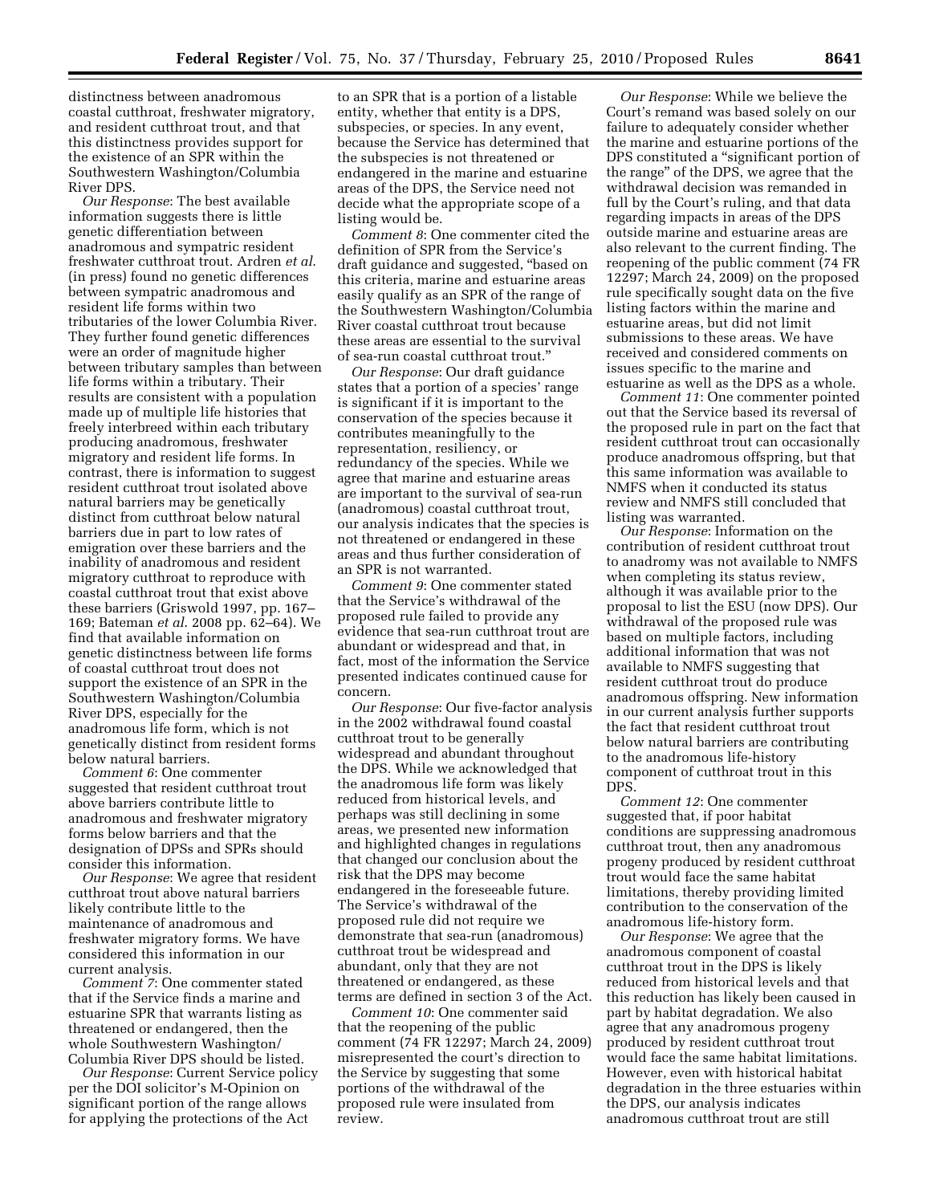distinctness between anadromous coastal cutthroat, freshwater migratory, and resident cutthroat trout, and that this distinctness provides support for the existence of an SPR within the Southwestern Washington/Columbia River DPS.

*Our Response*: The best available information suggests there is little genetic differentiation between anadromous and sympatric resident freshwater cutthroat trout. Ardren *et al.* (in press) found no genetic differences between sympatric anadromous and resident life forms within two tributaries of the lower Columbia River. They further found genetic differences were an order of magnitude higher between tributary samples than between life forms within a tributary. Their results are consistent with a population made up of multiple life histories that freely interbreed within each tributary producing anadromous, freshwater migratory and resident life forms. In contrast, there is information to suggest resident cutthroat trout isolated above natural barriers may be genetically distinct from cutthroat below natural barriers due in part to low rates of emigration over these barriers and the inability of anadromous and resident migratory cutthroat to reproduce with coastal cutthroat trout that exist above these barriers (Griswold 1997, pp. 167–169; Bateman *et al.* 2008 pp. 62–64). We find that available information on genetic distinctness between life forms of coastal cutthroat trout does not support the existence of an SPR in the Southwestern Washington/Columbia River DPS, especially for the anadromous life form, which is not genetically distinct from resident forms below natural barriers.

*Comment 6*: One commenter suggested that resident cutthroat trout above barriers contribute little to anadromous and freshwater migratory forms below barriers and that the designation of DPSs and SPRs should consider this information.

*Our Response*: We agree that resident cutthroat trout above natural barriers likely contribute little to the maintenance of anadromous and freshwater migratory forms. We have considered this information in our current analysis.

*Comment 7*: One commenter stated that if the Service finds a marine and estuarine SPR that warrants listing as threatened or endangered, then the whole Southwestern Washington/ Columbia River DPS should be listed.

*Our Response*: Current Service policy per the DOI solicitor's M-Opinion on significant portion of the range allows for applying the protections of the Act to an SPR that is a portion of a listable entity, whether that entity is a DPS, subspecies, or species. In any event, because the Service has determined that the subspecies is not threatened or endangered in the marine and estuarine areas of the DPS, the Service need not decide what the appropriate scope of a listing would be.

*Comment 8*: One commenter cited the definition of SPR from the Service's draft guidance and suggested, "based on this criteria, marine and estuarine areas easily qualify as an SPR of the range of the Southwestern Washington/Columbia River coastal cutthroat trout because these areas are essential to the survival of sea-run coastal cutthroat trout."

*Our Response*: Our draft guidance states that a portion of a species' range is significant if it is important to the conservation of the species because it contributes meaningfully to the representation, resiliency, or redundancy of the species. While we agree that marine and estuarine areas are important to the survival of sea-run (anadromous) coastal cutthroat trout, our analysis indicates that the species is not threatened or endangered in these areas and thus further consideration of an SPR is not warranted.

*Comment 9*: One commenter stated that the Service's withdrawal of the proposed rule failed to provide any evidence that sea-run cutthroat trout are abundant or widespread and that, in fact, most of the information the Service presented indicates continued cause for concern.

*Our Response*: Our five-factor analysis in the 2002 withdrawal found coastal cutthroat trout to be generally widespread and abundant throughout the DPS. While we acknowledged that the anadromous life form was likely reduced from historical levels, and perhaps was still declining in some areas, we presented new information and highlighted changes in regulations that changed our conclusion about the risk that the DPS may become endangered in the foreseeable future. The Service's withdrawal of the proposed rule did not require we demonstrate that sea-run (anadromous) cutthroat trout be widespread and abundant, only that they are not threatened or endangered, as these terms are defined in section 3 of the Act.

*Comment 10*: One commenter said that the reopening of the public comment (74 FR 12297; March 24, 2009) misrepresented the court's direction to the Service by suggesting that some portions of the withdrawal of the proposed rule were insulated from review.

*Our Response*: While we believe the Court's remand was based solely on our failure to adequately consider whether the marine and estuarine portions of the DPS constituted a "significant portion of the range" of the DPS, we agree that the withdrawal decision was remanded in full by the Court's ruling, and that data regarding impacts in areas of the DPS outside marine and estuarine areas are also relevant to the current finding. The reopening of the public comment (74 FR 12297; March 24, 2009) on the proposed rule specifically sought data on the five listing factors within the marine and estuarine areas, but did not limit submissions to these areas. We have received and considered comments on issues specific to the marine and estuarine as well as the DPS as a whole.

*Comment 11*: One commenter pointed out that the Service based its reversal of the proposed rule in part on the fact that resident cutthroat trout can occasionally produce anadromous offspring, but that this same information was available to NMFS when it conducted its status review and NMFS still concluded that listing was warranted.

*Our Response*: Information on the contribution of resident cutthroat trout to anadromy was not available to NMFS when completing its status review, although it was available prior to the proposal to list the ESU (now DPS). Our withdrawal of the proposed rule was based on multiple factors, including additional information that was not available to NMFS suggesting that resident cutthroat trout do produce anadromous offspring. New information in our current analysis further supports the fact that resident cutthroat trout below natural barriers are contributing to the anadromous life-history component of cutthroat trout in this DPS.

*Comment 12*: One commenter suggested that, if poor habitat conditions are suppressing anadromous cutthroat trout, then any anadromous progeny produced by resident cutthroat trout would face the same habitat limitations, thereby providing limited contribution to the conservation of the anadromous life-history form.

*Our Response*: We agree that the anadromous component of coastal cutthroat trout in the DPS is likely reduced from historical levels and that this reduction has likely been caused in part by habitat degradation. We also agree that any anadromous progeny produced by resident cutthroat trout would face the same habitat limitations. However, even with historical habitat degradation in the three estuaries within the DPS, our analysis indicates anadromous cutthroat trout are still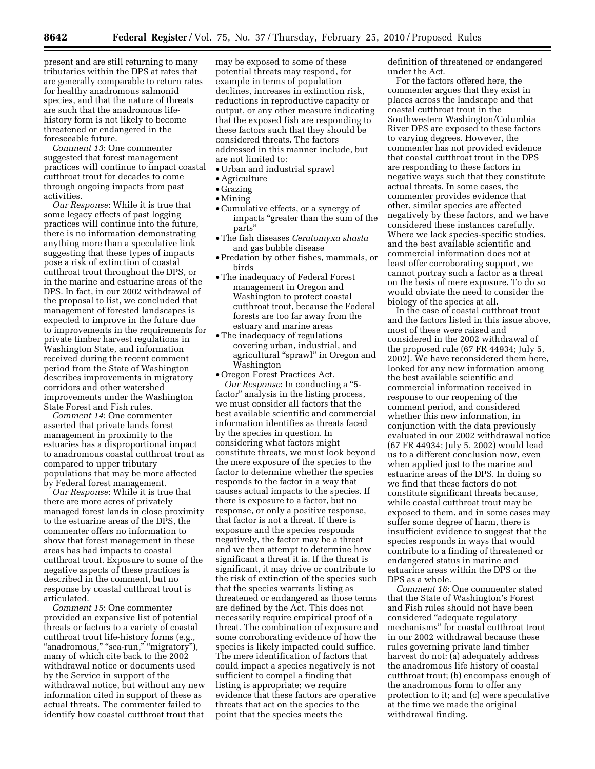present and are still returning to many tributaries within the DPS at rates that are generally comparable to return rates for healthy anadromous salmonid species, and that the nature of threats are such that the anadromous life-history form is not likely to become threatened or endangered in the foreseeable future.

*Comment 13*: One commenter suggested that forest management practices will continue to impact coastal cutthroat trout for decades to come through ongoing impacts from past activities.

*Our Response*: While it is true that some legacy effects of past logging practices will continue into the future, there is no information demonstrating anything more than a speculative link suggesting that these types of impacts pose a risk of extinction of coastal cutthroat trout throughout the DPS, or in the marine and estuarine areas of the DPS. In fact, in our 2002 withdrawal of the proposal to list, we concluded that management of forested landscapes is expected to improve in the future due to improvements in the requirements for private timber harvest regulations in Washington State, and information received during the recent comment period from the State of Washington describes improvements in migratory corridors and other watershed improvements under the Washington State Forest and Fish rules.

*Comment 14*: One commenter asserted that private lands forest management in proximity to the estuaries has a disproportional impact to anadromous coastal cutthroat trout as compared to upper tributary populations that may be more affected by Federal forest management.

*Our Response*: While it is true that there are more acres of privately managed forest lands in close proximity to the estuarine areas of the DPS, the commenter offers no information to show that forest management in these areas has had impacts to coastal cutthroat trout. Exposure to some of the negative aspects of these practices is described in the comment, but no response by coastal cutthroat trout is articulated.

*Comment 15*: One commenter provided an expansive list of potential threats or factors to a variety of coastal cutthroat trout life-history forms (e.g., "anadromous," "sea-run," "migratory"), many of which cite back to the 2002 withdrawal notice or documents used by the Service in support of the withdrawal notice, but without any new information cited in support of these as actual threats. The commenter failed to identify how coastal cutthroat trout that may be exposed to some of these potential threats may respond, for example in terms of population declines, increases in extinction risk, reductions in reproductive capacity or output, or any other measure indicating that the exposed fish are responding to these factors such that they should be considered threats. The factors addressed in this manner include, but are not limited to:

- Urban and industrial sprawl
- Agriculture
- Grazing
- Mining
- Cumulative effects, or a synergy of impacts "greater than the sum of the parts"
- The fish diseases *Ceratomyxa shasta* and gas bubble disease
- Predation by other fishes, mammals, or birds
- The inadequacy of Federal Forest management in Oregon and Washington to protect coastal cutthroat trout, because the Federal forests are too far away from the estuary and marine areas
- The inadequacy of regulations covering urban, industrial, and agricultural "sprawl" in Oregon and Washington
- Oregon Forest Practices Act.

*Our Response*: In conducting a "5-factor" analysis in the listing process, we must consider all factors that the best available scientific and commercial information identifies as threats faced by the species in question. In considering what factors might constitute threats, we must look beyond the mere exposure of the species to the factor to determine whether the species responds to the factor in a way that causes actual impacts to the species. If there is exposure to a factor, but no response, or only a positive response, that factor is not a threat. If there is exposure and the species responds negatively, the factor may be a threat and we then attempt to determine how significant a threat it is. If the threat is significant, it may drive or contribute to the risk of extinction of the species such that the species warrants listing as threatened or endangered as those terms are defined by the Act. This does not necessarily require empirical proof of a threat. The combination of exposure and some corroborating evidence of how the species is likely impacted could suffice. The mere identification of factors that could impact a species negatively is not sufficient to compel a finding that listing is appropriate; we require evidence that these factors are operative threats that act on the species to the point that the species meets the definition of threatened or endangered under the Act.

For the factors offered here, the commenter argues that they exist in places across the landscape and that coastal cutthroat trout in the Southwestern Washington/Columbia River DPS are exposed to these factors to varying degrees. However, the commenter has not provided evidence that coastal cutthroat trout in the DPS are responding to these factors in negative ways such that they constitute actual threats. In some cases, the commenter provides evidence that other, similar species are affected negatively by these factors, and we have considered these instances carefully. Where we lack species-specific studies, and the best available scientific and commercial information does not at least offer corroborating support, we cannot portray such a factor as a threat on the basis of mere exposure. To do so would obviate the need to consider the biology of the species at all.

In the case of coastal cutthroat trout and the factors listed in this issue above, most of these were raised and considered in the 2002 withdrawal of the proposed rule (67 FR 44934; July 5, 2002). We have reconsidered them here, looked for any new information among the best available scientific and commercial information received in response to our reopening of the comment period, and considered whether this new information, in conjunction with the data previously evaluated in our 2002 withdrawal notice (67 FR 44934; July 5, 2002) would lead us to a different conclusion now, even when applied just to the marine and estuarine areas of the DPS. In doing so we find that these factors do not constitute significant threats because, while coastal cutthroat trout may be exposed to them, and in some cases may suffer some degree of harm, there is insufficient evidence to suggest that the species responds in ways that would contribute to a finding of threatened or endangered status in marine and estuarine areas within the DPS or the DPS as a whole.

*Comment 16*: One commenter stated that the State of Washington's Forest and Fish rules should not have been considered "adequate regulatory mechanisms" for coastal cutthroat trout in our 2002 withdrawal because these rules governing private land timber harvest do not: (a) adequately address the anadromous life history of coastal cutthroat trout; (b) encompass enough of the anadromous form to offer any protection to it; and (c) were speculative at the time we made the original withdrawal finding.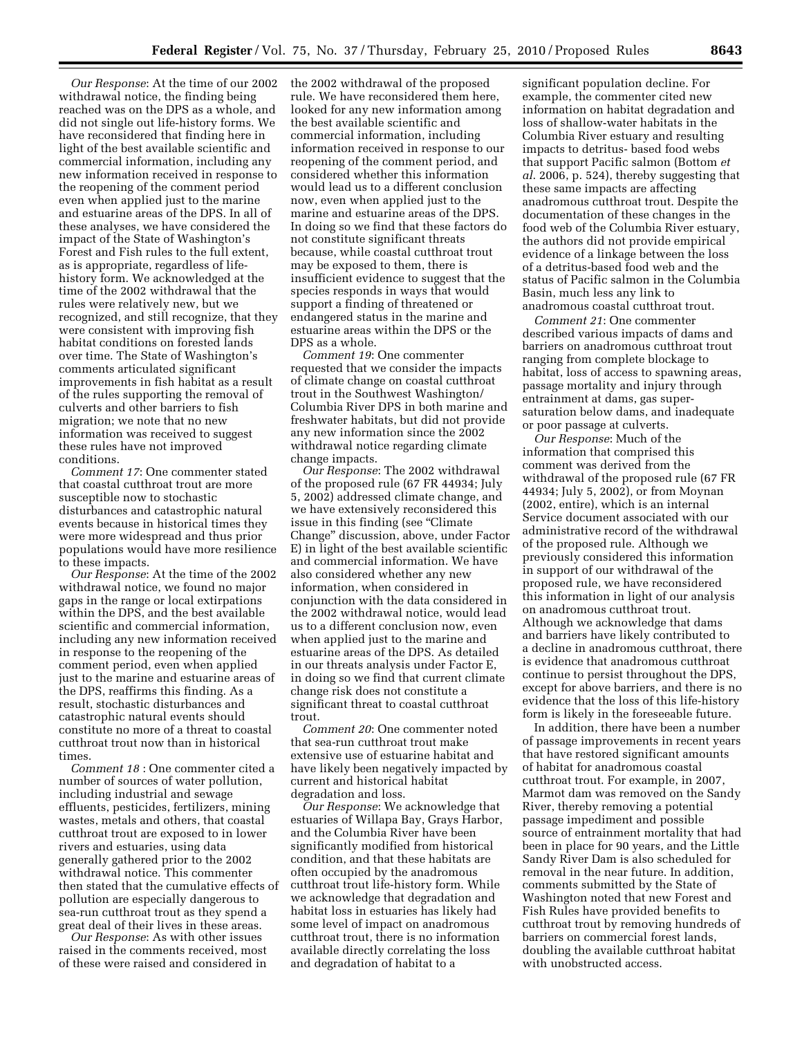*Our Response*: At the time of our 2002 withdrawal notice, the finding being reached was on the DPS as a whole, and did not single out life-history forms. We have reconsidered that finding here in light of the best available scientific and commercial information, including any new information received in response to the reopening of the comment period even when applied just to the marine and estuarine areas of the DPS. In all of these analyses, we have considered the impact of the State of Washington's Forest and Fish rules to the full extent, as is appropriate, regardless of life-history form. We acknowledged at the time of the 2002 withdrawal that the rules were relatively new, but we recognized, and still recognize, that they were consistent with improving fish habitat conditions on forested lands over time. The State of Washington's comments articulated significant improvements in fish habitat as a result of the rules supporting the removal of culverts and other barriers to fish migration; we note that no new information was received to suggest these rules have not improved conditions.

*Comment 17*: One commenter stated that coastal cutthroat trout are more susceptible now to stochastic disturbances and catastrophic natural events because in historical times they were more widespread and thus prior populations would have more resilience to these impacts.

*Our Response*: At the time of the 2002 withdrawal notice, we found no major gaps in the range or local extirpations within the DPS, and the best available scientific and commercial information, including any new information received in response to the reopening of the comment period, even when applied just to the marine and estuarine areas of the DPS, reaffirms this finding. As a result, stochastic disturbances and catastrophic natural events should constitute no more of a threat to coastal cutthroat trout now than in historical times.

*Comment 18* : One commenter cited a number of sources of water pollution, including industrial and sewage effluents, pesticides, fertilizers, mining wastes, metals and others, that coastal cutthroat trout are exposed to in lower rivers and estuaries, using data generally gathered prior to the 2002 withdrawal notice. This commenter then stated that the cumulative effects of pollution are especially dangerous to sea-run cutthroat trout as they spend a great deal of their lives in these areas.

*Our Response*: As with other issues raised in the comments received, most of these were raised and considered in the 2002 withdrawal of the proposed rule. We have reconsidered them here, looked for any new information among the best available scientific and commercial information, including information received in response to our reopening of the comment period, and considered whether this information would lead us to a different conclusion now, even when applied just to the marine and estuarine areas of the DPS. In doing so we find that these factors do not constitute significant threats because, while coastal cutthroat trout may be exposed to them, there is insufficient evidence to suggest that the species responds in ways that would support a finding of threatened or endangered status in the marine and estuarine areas within the DPS or the DPS as a whole.

*Comment 19*: One commenter requested that we consider the impacts of climate change on coastal cutthroat trout in the Southwest Washington/Columbia River DPS in both marine and freshwater habitats, but did not provide any new information since the 2002 withdrawal notice regarding climate change impacts.

*Our Response*: The 2002 withdrawal of the proposed rule (67 FR 44934; July 5, 2002) addressed climate change, and we have extensively reconsidered this issue in this finding (see "Climate Change" discussion, above, under Factor E) in light of the best available scientific and commercial information. We have also considered whether any new information, when considered in conjunction with the data considered in the 2002 withdrawal notice, would lead us to a different conclusion now, even when applied just to the marine and estuarine areas of the DPS. As detailed in our threats analysis under Factor E, in doing so we find that current climate change risk does not constitute a significant threat to coastal cutthroat trout.

*Comment 20*: One commenter noted that sea-run cutthroat trout make extensive use of estuarine habitat and have likely been negatively impacted by current and historical habitat degradation and loss.

*Our Response*: We acknowledge that estuaries of Willapa Bay, Grays Harbor, and the Columbia River have been significantly modified from historical condition, and that these habitats are often occupied by the anadromous cutthroat trout life-history form. While we acknowledge that degradation and habitat loss in estuaries has likely had some level of impact on anadromous cutthroat trout, there is no information available directly correlating the loss and degradation of habitat to a significant population decline. For example, the commenter cited new information on habitat degradation and loss of shallow-water habitats in the Columbia River estuary and resulting impacts to detritus- based food webs that support Pacific salmon (Bottom *et al*. 2006, p. 524), thereby suggesting that these same impacts are affecting anadromous cutthroat trout. Despite the documentation of these changes in the food web of the Columbia River estuary, the authors did not provide empirical evidence of a linkage between the loss of a detritus-based food web and the status of Pacific salmon in the Columbia Basin, much less any link to anadromous coastal cutthroat trout.

*Comment 21*: One commenter described various impacts of dams and barriers on anadromous cutthroat trout ranging from complete blockage to habitat, loss of access to spawning areas, passage mortality and injury through entrainment at dams, gas super-saturation below dams, and inadequate or poor passage at culverts.

*Our Response*: Much of the information that comprised this comment was derived from the withdrawal of the proposed rule (67 FR 44934; July 5, 2002), or from Moynan (2002, entire), which is an internal Service document associated with our administrative record of the withdrawal of the proposed rule. Although we previously considered this information in support of our withdrawal of the proposed rule, we have reconsidered this information in light of our analysis on anadromous cutthroat trout. Although we acknowledge that dams and barriers have likely contributed to a decline in anadromous cutthroat, there is evidence that anadromous cutthroat continue to persist throughout the DPS, except for above barriers, and there is no evidence that the loss of this life-history form is likely in the foreseeable future.

In addition, there have been a number of passage improvements in recent years that have restored significant amounts of habitat for anadromous coastal cutthroat trout. For example, in 2007, Marmot dam was removed on the Sandy River, thereby removing a potential passage impediment and possible source of entrainment mortality that had been in place for 90 years, and the Little Sandy River Dam is also scheduled for removal in the near future. In addition, comments submitted by the State of Washington noted that new Forest and Fish Rules have provided benefits to cutthroat trout by removing hundreds of barriers on commercial forest lands, doubling the available cutthroat habitat with unobstructed access.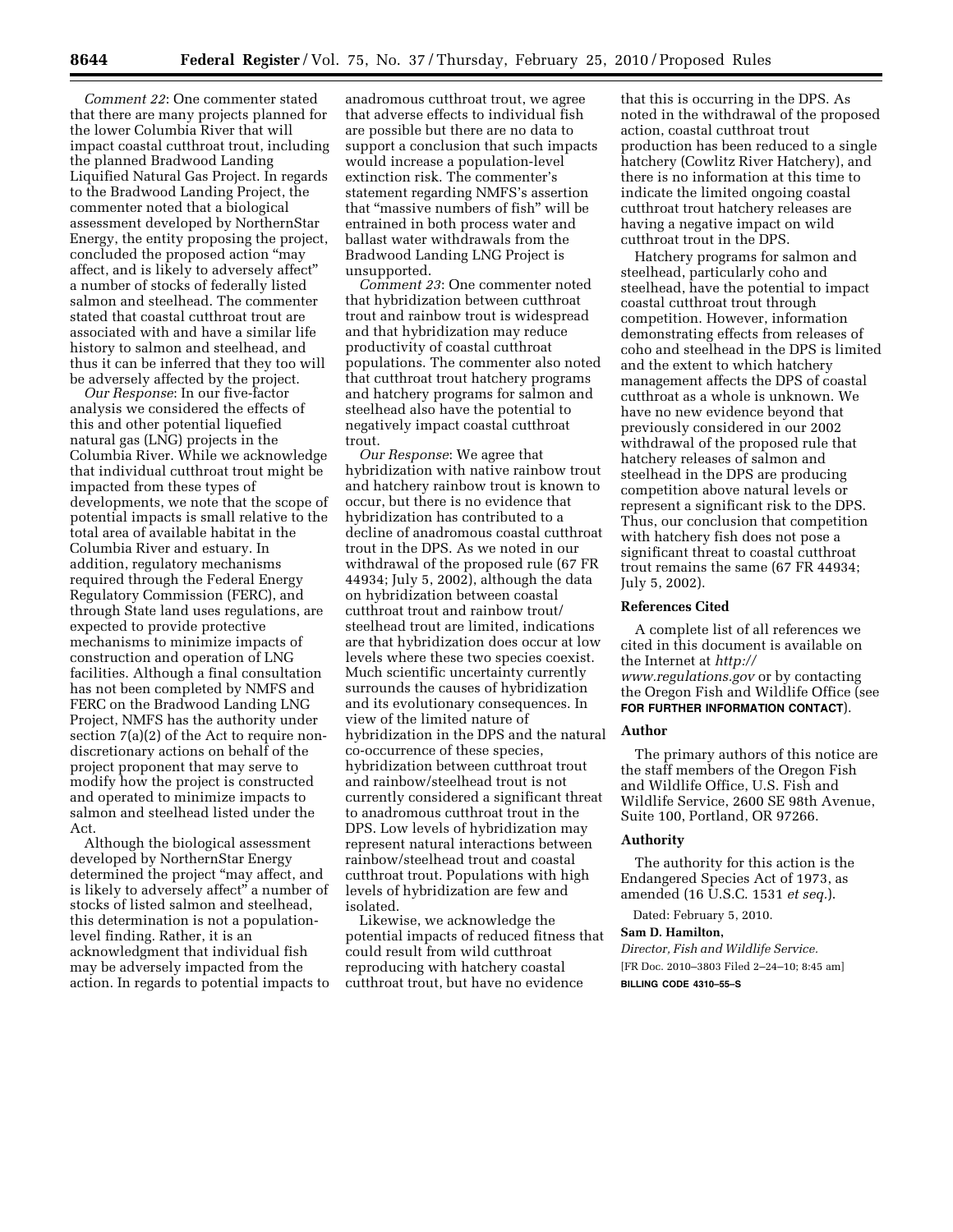*Comment 22*: One commenter stated that there are many projects planned for the lower Columbia River that will impact coastal cutthroat trout, including the planned Bradwood Landing Liquified Natural Gas Project. In regards to the Bradwood Landing Project, the commenter noted that a biological assessment developed by NorthernStar Energy, the entity proposing the project, concluded the proposed action "may affect, and is likely to adversely affect" a number of stocks of federally listed salmon and steelhead. The commenter stated that coastal cutthroat trout are associated with and have a similar life history to salmon and steelhead, and thus it can be inferred that they too will be adversely affected by the project.

*Our Response*: In our five-factor analysis we considered the effects of this and other potential liquefied natural gas (LNG) projects in the Columbia River. While we acknowledge that individual cutthroat trout might be impacted from these types of developments, we note that the scope of potential impacts is small relative to the total area of available habitat in the Columbia River and estuary. In addition, regulatory mechanisms required through the Federal Energy Regulatory Commission (FERC), and through State land uses regulations, are expected to provide protective mechanisms to minimize impacts of construction and operation of LNG facilities. Although a final consultation has not been completed by NMFS and FERC on the Bradwood Landing LNG Project, NMFS has the authority under section 7(a)(2) of the Act to require non-discretionary actions on behalf of the project proponent that may serve to modify how the project is constructed and operated to minimize impacts to salmon and steelhead listed under the Act.

Although the biological assessment developed by NorthernStar Energy determined the project "may affect, and is likely to adversely affect" a number of stocks of listed salmon and steelhead, this determination is not a population-level finding. Rather, it is an acknowledgment that individual fish may be adversely impacted from the action. In regards to potential impacts to anadromous cutthroat trout, we agree that adverse effects to individual fish are possible but there are no data to support a conclusion that such impacts would increase a population-level extinction risk. The commenter's statement regarding NMFS's assertion that "massive numbers of fish" will be entrained in both process water and ballast water withdrawals from the Bradwood Landing LNG Project is unsupported.

*Comment 23*: One commenter noted that hybridization between cutthroat trout and rainbow trout is widespread and that hybridization may reduce productivity of coastal cutthroat populations. The commenter also noted that cutthroat trout hatchery programs and hatchery programs for salmon and steelhead also have the potential to negatively impact coastal cutthroat trout.

*Our Response*: We agree that hybridization with native rainbow trout and hatchery rainbow trout is known to occur, but there is no evidence that hybridization has contributed to a decline of anadromous coastal cutthroat trout in the DPS. As we noted in our withdrawal of the proposed rule (67 FR 44934; July 5, 2002), although the data on hybridization between coastal cutthroat trout and rainbow trout/steelhead trout are limited, indications are that hybridization does occur at low levels where these two species coexist. Much scientific uncertainty currently surrounds the causes of hybridization and its evolutionary consequences. In view of the limited nature of hybridization in the DPS and the natural co-occurrence of these species, hybridization between cutthroat trout and rainbow/steelhead trout is not currently considered a significant threat to anadromous cutthroat trout in the DPS. Low levels of hybridization may represent natural interactions between rainbow/steelhead trout and coastal cutthroat trout. Populations with high levels of hybridization are few and isolated.

Likewise, we acknowledge the potential impacts of reduced fitness that could result from wild cutthroat reproducing with hatchery coastal cutthroat trout, but have no evidence that this is occurring in the DPS. As noted in the withdrawal of the proposed action, coastal cutthroat trout production has been reduced to a single hatchery (Cowlitz River Hatchery), and there is no information at this time to indicate the limited ongoing coastal cutthroat trout hatchery releases are having a negative impact on wild cutthroat trout in the DPS.

Hatchery programs for salmon and steelhead, particularly coho and steelhead, have the potential to impact coastal cutthroat trout through competition. However, information demonstrating effects from releases of coho and steelhead in the DPS is limited and the extent to which hatchery management affects the DPS of coastal cutthroat as a whole is unknown. We have no new evidence beyond that previously considered in our 2002 withdrawal of the proposed rule that hatchery releases of salmon and steelhead in the DPS are producing competition above natural levels or represent a significant risk to the DPS. Thus, our conclusion that competition with hatchery fish does not pose a significant threat to coastal cutthroat trout remains the same (67 FR 44934; July 5, 2002).

## References Cited

A complete list of all references we cited in this document is available on the Internet at *http://www.regulations.gov* or by contacting the Oregon Fish and Wildlife Office (see **FOR FURTHER INFORMATION CONTACT**).

## Author

The primary authors of this notice are the staff members of the Oregon Fish and Wildlife Office, U.S. Fish and Wildlife Service, 2600 SE 98th Avenue, Suite 100, Portland, OR 97266.

## Authority

The authority for this action is the Endangered Species Act of 1973, as amended (16 U.S.C. 1531 *et seq.*).

Dated: February 5, 2010.

**Sam D. Hamilton,**

*Director, Fish and Wildlife Service.*

[FR Doc. 2010–3803 Filed 2–24–10; 8:45 am]

**BILLING CODE 4310–55–S**